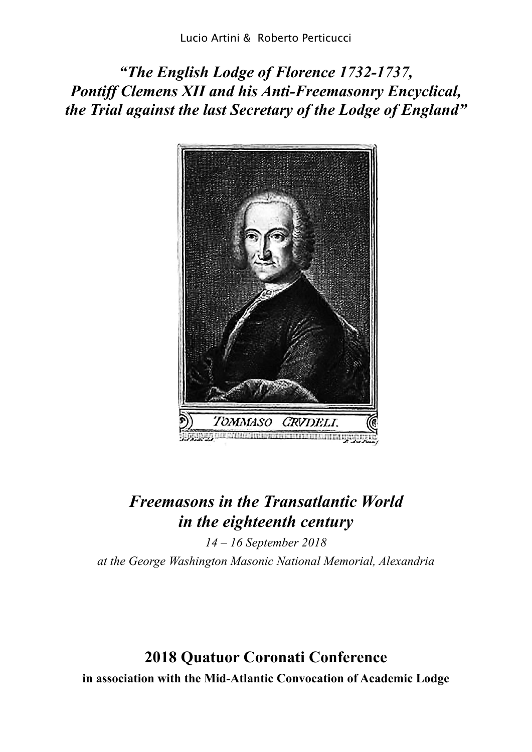Lucio Artini & Roberto Perticucci

# *"The English Lodge of Florence 1732-1737, Pontiff Clemens XII and his Anti-Freemasonry Encyclical, the Trial against the last Secretary of the Lodge of England"*

TOMMASO CRUDELI.

## *Freemasons in the Transatlantic World in the eighteenth century*

*14 – 16 September 2018*

*at the George Washington Masonic National Memorial, Alexandria*

## 2018 Quatuor Coronati Conference

**in association with the Mid-Atlantic Convocation of Academic Lodge**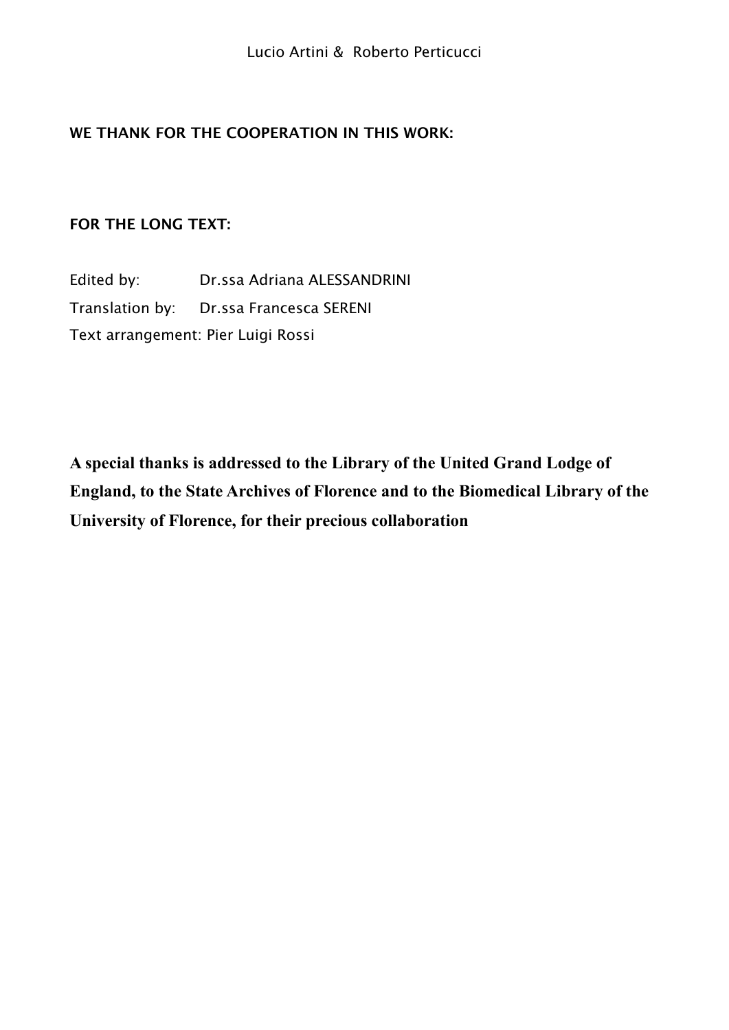**WE THANK FOR THE COOPERATION IN THIS WORK:**

**FOR THE LONG TEXT:**

Edited by: Dr.ssa Adriana ALESSANDRINI

Translation by: Dr.ssa Francesca SERENI

Text arrangement: Pier Luigi Rossi

**A special thanks is addressed to the Library of the United Grand Lodge of England, to the State Archives of Florence and to the Biomedical Library of the University of Florence, for their precious collaboration**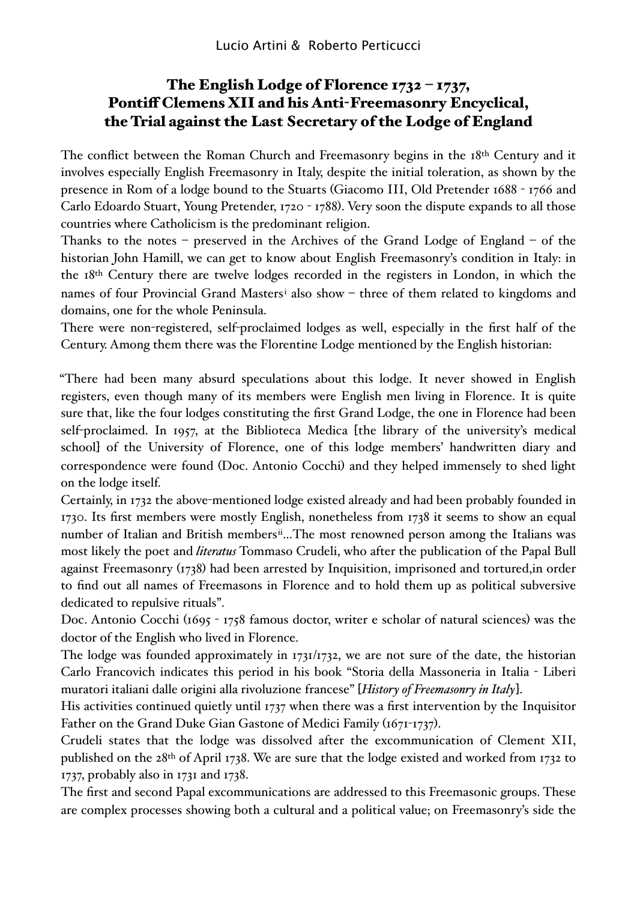Lucio Artini & Roberto Perticucci

# The English Lodge of Florence 1732 – 1737, Pontiff Clemens XII and his Anti-Freemasonry Encyclical, the Trial against the Last Secretary of the Lodge of England

The conflict between the Roman Church and Freemasonry begins in the 18th Century and it involves especially English Freemasonry in Italy, despite the initial toleration, as shown by the presence in Rom of a lodge bound to the Stuarts (Giacomo III, Old Pretender 1688 - 1766 and Carlo Edoardo Stuart, Young Pretender, 1720 - 1788). Very soon the dispute expands to all those countries where Catholicism is the predominant religion.

Thanks to the notes – preserved in the Archives of the Grand Lodge of England – of the historian John Hamill, we can get to know about English Freemasonry's condition in Italy: in the 18th Century there are twelve lodges recorded in the registers in London, in which the names of four Provincial Grand Masters[i] also show – three of them related to kingdoms and domains, one for the whole Peninsula.

There were non-registered, self-proclaimed lodges as well, especially in the first half of the Century. Among them there was the Florentine Lodge mentioned by the English historian:

"There had been many absurd speculations about this lodge. It never showed in English registers, even though many of its members were English men living in Florence. It is quite sure that, like the four lodges constituting the first Grand Lodge, the one in Florence had been self-proclaimed. In 1957, at the Biblioteca Medica [the library of the university's medical school] of the University of Florence, one of this lodge members' handwritten diary and correspondence were found (Doc. Antonio Cocchi) and they helped immensely to shed light on the lodge itself.

Certainly, in 1732 the above-mentioned lodge existed already and had been probably founded in 1730. Its first members were mostly English, nonetheless from 1738 it seems to show an equal number of Italian and British members[ii]...The most renowned person among the Italians was most likely the poet and *literatus* Tommaso Crudeli, who after the publication of the Papal Bull against Freemasonry (1738) had been arrested by Inquisition, imprisoned and tortured,in order to find out all names of Freemasons in Florence and to hold them up as political subversive dedicated to repulsive rituals".

Doc. Antonio Cocchi (1695 - 1758 famous doctor, writer e scholar of natural sciences) was the doctor of the English who lived in Florence.

The lodge was founded approximately in 1731/1732, we are not sure of the date, the historian Carlo Francovich indicates this period in his book "Storia della Massoneria in Italia - Liberi muratori italiani dalle origini alla rivoluzione francese" [*History of Freemasonry in Italy*].

His activities continued quietly until 1737 when there was a first intervention by the Inquisitor Father on the Grand Duke Gian Gastone of Medici Family (1671-1737).

Crudeli states that the lodge was dissolved after the excommunication of Clement XII, published on the 28th of April 1738. We are sure that the lodge existed and worked from 1732 to 1737, probably also in 1731 and 1738.

The first and second Papal excommunications are addressed to this Freemasonic groups. These are complex processes showing both a cultural and a political value; on Freemasonry's side the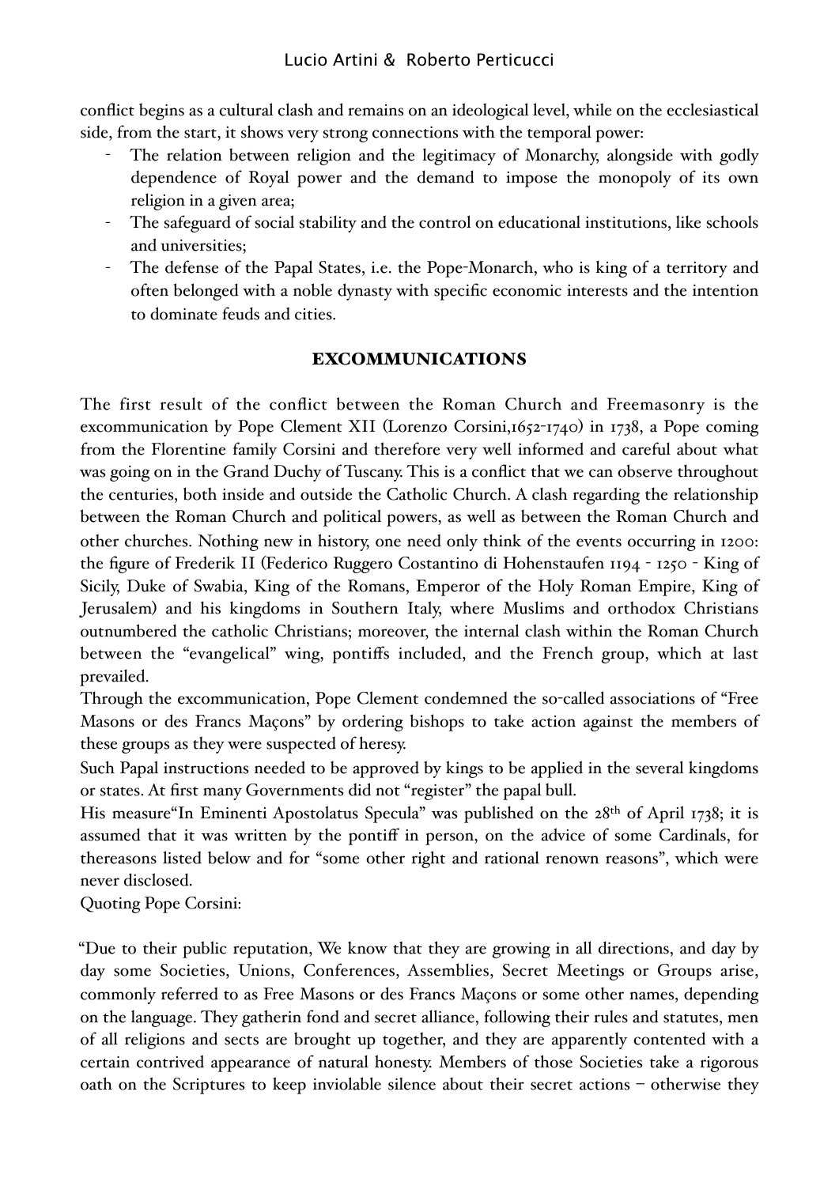conflict begins as a cultural clash and remains on an ideological level, while on the ecclesiastical side, from the start, it shows very strong connections with the temporal power:

- The relation between religion and the legitimacy of Monarchy, alongside with godly dependence of Royal power and the demand to impose the monopoly of its own religion in a given area;
- The safeguard of social stability and the control on educational institutions, like schools and universities;
- The defense of the Papal States, i.e. the Pope-Monarch, who is king of a territory and often belonged with a noble dynasty with specific economic interests and the intention to dominate feuds and cities.

## EXCOMMUNICATIONS

The first result of the conflict between the Roman Church and Freemasonry is the excommunication by Pope Clement XII (Lorenzo Corsini,1652-1740) in 1738, a Pope coming from the Florentine family Corsini and therefore very well informed and careful about what was going on in the Grand Duchy of Tuscany. This is a conflict that we can observe throughout the centuries, both inside and outside the Catholic Church. A clash regarding the relationship between the Roman Church and political powers, as well as between the Roman Church and other churches. Nothing new in history, one need only think of the events occurring in 1200: the figure of Frederik II (Federico Ruggero Costantino di Hohenstaufen 1194 - 1250 - King of Sicily, Duke of Swabia, King of the Romans, Emperor of the Holy Roman Empire, King of Jerusalem) and his kingdoms in Southern Italy, where Muslims and orthodox Christians outnumbered the catholic Christians; moreover, the internal clash within the Roman Church between the "evangelical" wing, pontiffs included, and the French group, which at last prevailed.

Through the excommunication, Pope Clement condemned the so-called associations of "Free Masons or des Francs Maçons" by ordering bishops to take action against the members of these groups as they were suspected of heresy.

Such Papal instructions needed to be approved by kings to be applied in the several kingdoms or states. At first many Governments did not "register" the papal bull.

His measure"In Eminenti Apostolatus Specula" was published on the 28th of April 1738; it is assumed that it was written by the pontiff in person, on the advice of some Cardinals, for thereasons listed below and for "some other right and rational renown reasons", which were never disclosed.

Quoting Pope Corsini:

"Due to their public reputation, We know that they are growing in all directions, and day by day some Societies, Unions, Conferences, Assemblies, Secret Meetings or Groups arise, commonly referred to as Free Masons or des Francs Maçons or some other names, depending on the language. They gatherin fond and secret alliance, following their rules and statutes, men of all religions and sects are brought up together, and they are apparently contented with a certain contrived appearance of natural honesty. Members of those Societies take a rigorous oath on the Scriptures to keep inviolable silence about their secret actions – otherwise they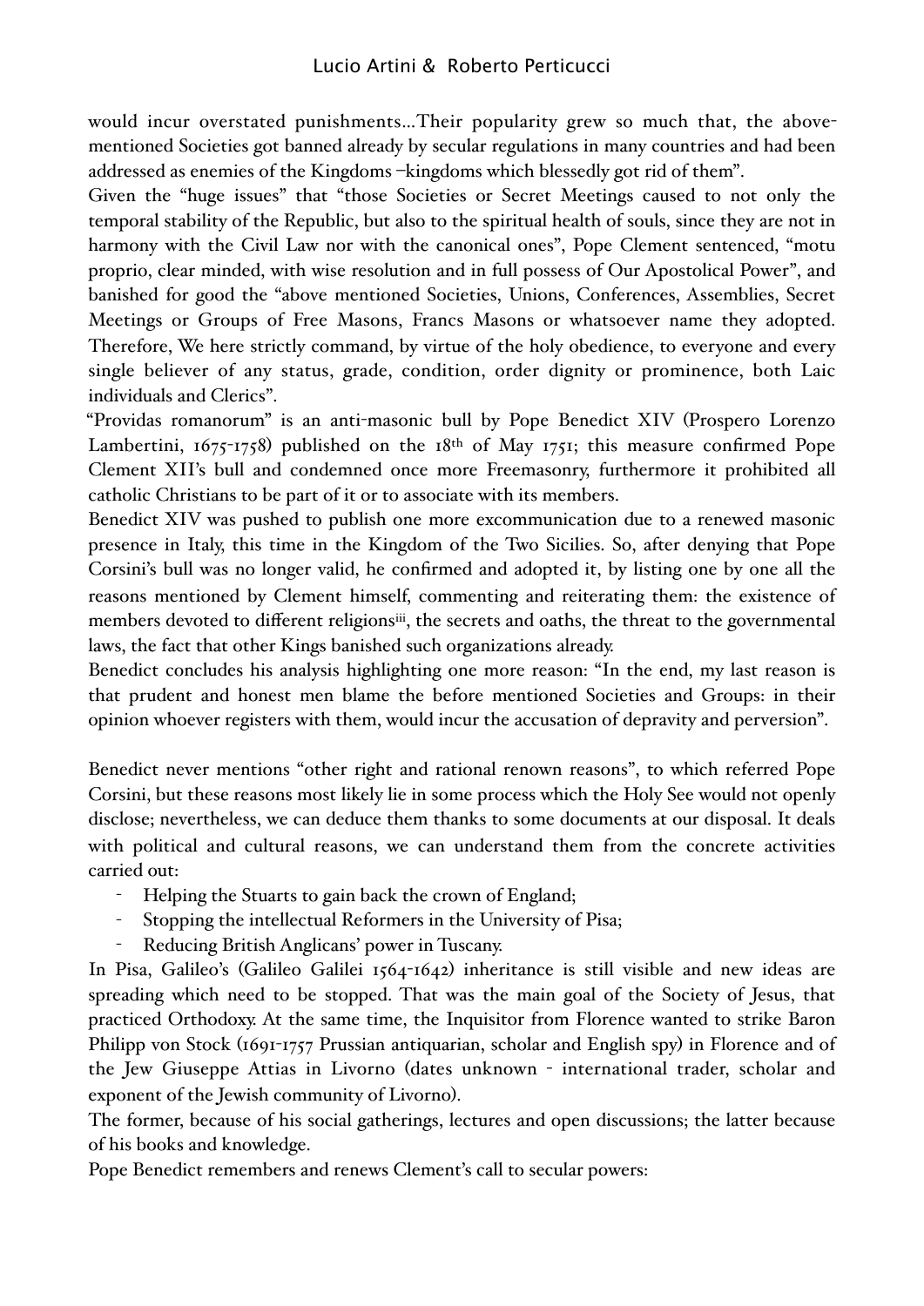would incur overstated punishments…Their popularity grew so much that, the above-mentioned Societies got banned already by secular regulations in many countries and had been addressed as enemies of the Kingdoms –kingdoms which blessedly got rid of them".

Given the "huge issues" that "those Societies or Secret Meetings caused to not only the temporal stability of the Republic, but also to the spiritual health of souls, since they are not in harmony with the Civil Law nor with the canonical ones", Pope Clement sentenced, "motu proprio, clear minded, with wise resolution and in full possess of Our Apostolical Power", and banished for good the "above mentioned Societies, Unions, Conferences, Assemblies, Secret Meetings or Groups of Free Masons, Francs Masons or whatsoever name they adopted. Therefore, We here strictly command, by virtue of the holy obedience, to everyone and every single believer of any status, grade, condition, order dignity or prominence, both Laic individuals and Clerics".

"Providas romanorum" is an anti-masonic bull by Pope Benedict XIV (Prospero Lorenzo Lambertini, 1675-1758) published on the 18th of May 1751; this measure confirmed Pope Clement XII's bull and condemned once more Freemasonry, furthermore it prohibited all catholic Christians to be part of it or to associate with its members.

Benedict XIV was pushed to publish one more excommunication due to a renewed masonic presence in Italy, this time in the Kingdom of the Two Sicilies. So, after denying that Pope Corsini's bull was no longer valid, he confirmed and adopted it, by listing one by one all the reasons mentioned by Clement himself, commenting and reiterating them: the existence of members devoted to different religions[iii], the secrets and oaths, the threat to the governmental laws, the fact that other Kings banished such organizations already.

Benedict concludes his analysis highlighting one more reason: "In the end, my last reason is that prudent and honest men blame the before mentioned Societies and Groups: in their opinion whoever registers with them, would incur the accusation of depravity and perversion".

Benedict never mentions "other right and rational renown reasons", to which referred Pope Corsini, but these reasons most likely lie in some process which the Holy See would not openly disclose; nevertheless, we can deduce them thanks to some documents at our disposal. It deals with political and cultural reasons, we can understand them from the concrete activities carried out:

- Helping the Stuarts to gain back the crown of England;
- Stopping the intellectual Reformers in the University of Pisa;
- Reducing British Anglicans' power in Tuscany.

In Pisa, Galileo's (Galileo Galilei 1564-1642) inheritance is still visible and new ideas are spreading which need to be stopped. That was the main goal of the Society of Jesus, that practiced Orthodoxy. At the same time, the Inquisitor from Florence wanted to strike Baron Philipp von Stock (1691-1757 Prussian antiquarian, scholar and English spy) in Florence and of the Jew Giuseppe Attias in Livorno (dates unknown - international trader, scholar and exponent of the Jewish community of Livorno).

The former, because of his social gatherings, lectures and open discussions; the latter because of his books and knowledge.

Pope Benedict remembers and renews Clement's call to secular powers: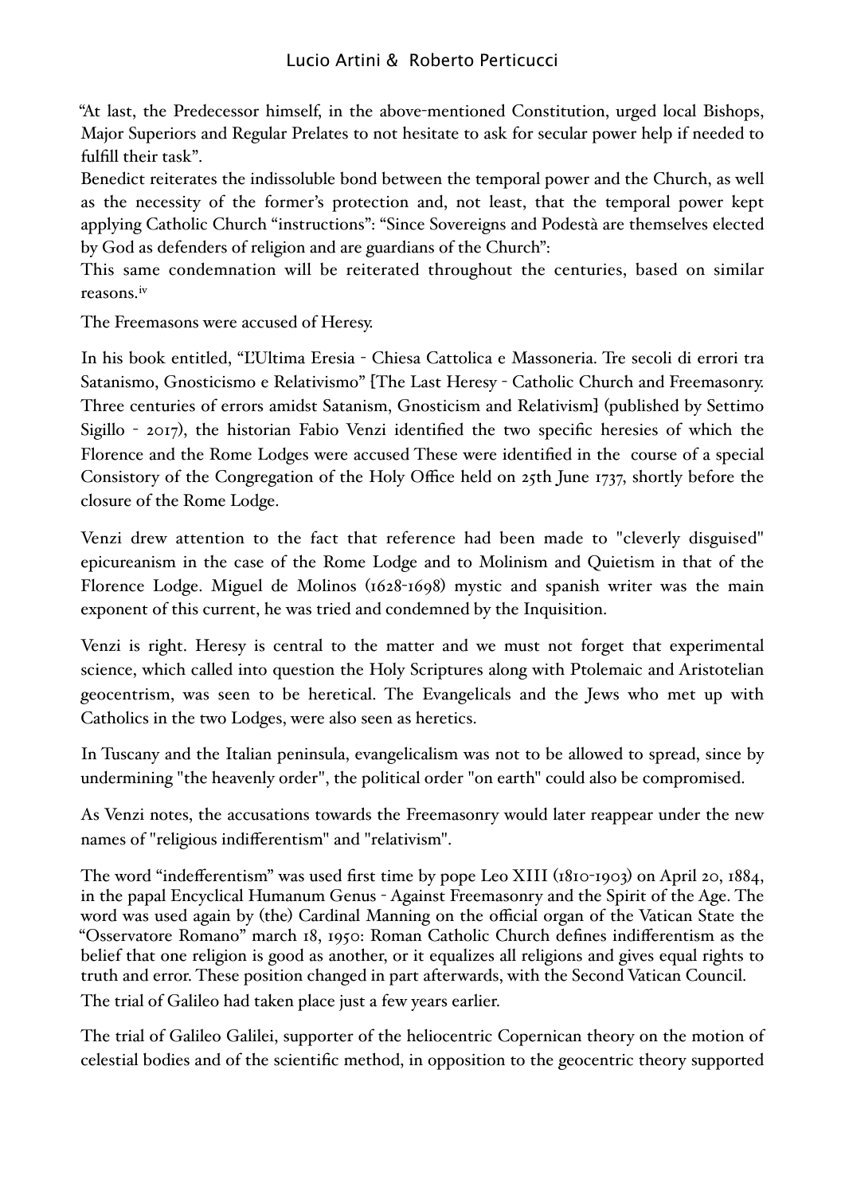"At last, the Predecessor himself, in the above-mentioned Constitution, urged local Bishops, Major Superiors and Regular Prelates to not hesitate to ask for secular power help if needed to fulfill their task".

Benedict reiterates the indissoluble bond between the temporal power and the Church, as well as the necessity of the former's protection and, not least, that the temporal power kept applying Catholic Church "instructions": "Since Sovereigns and Podestà are themselves elected by God as defenders of religion and are guardians of the Church":

This same condemnation will be reiterated throughout the centuries, based on similar reasons.[iv]

The Freemasons were accused of Heresy.

In his book entitled, "L'Ultima Eresia - Chiesa Cattolica e Massoneria. Tre secoli di errori tra Satanismo, Gnosticismo e Relativismo" [The Last Heresy - Catholic Church and Freemasonry. Three centuries of errors amidst Satanism, Gnosticism and Relativism] (published by Settimo Sigillo - 2017), the historian Fabio Venzi identified the two specific heresies of which the Florence and the Rome Lodges were accused These were identified in the course of a special Consistory of the Congregation of the Holy Office held on 25th June 1737, shortly before the closure of the Rome Lodge.

Venzi drew attention to the fact that reference had been made to "cleverly disguised" epicureanism in the case of the Rome Lodge and to Molinism and Quietism in that of the Florence Lodge. Miguel de Molinos (1628-1698) mystic and spanish writer was the main exponent of this current, he was tried and condemned by the Inquisition.

Venzi is right. Heresy is central to the matter and we must not forget that experimental science, which called into question the Holy Scriptures along with Ptolemaic and Aristotelian geocentrism, was seen to be heretical. The Evangelicals and the Jews who met up with Catholics in the two Lodges, were also seen as heretics.

In Tuscany and the Italian peninsula, evangelicalism was not to be allowed to spread, since by undermining "the heavenly order", the political order "on earth" could also be compromised.

As Venzi notes, the accusations towards the Freemasonry would later reappear under the new names of "religious indifferentism" and "relativism".

The word "indefferentism" was used first time by pope Leo XIII (1810-1903) on April 20, 1884, in the papal Encyclical Humanum Genus - Against Freemasonry and the Spirit of the Age. The word was used again by (the) Cardinal Manning on the official organ of the Vatican State the "Osservatore Romano" march 18, 1950: Roman Catholic Church defines indifferentism as the belief that one religion is good as another, or it equalizes all religions and gives equal rights to truth and error. These position changed in part afterwards, with the Second Vatican Council.

The trial of Galileo had taken place just a few years earlier.

The trial of Galileo Galilei, supporter of the heliocentric Copernican theory on the motion of celestial bodies and of the scientific method, in opposition to the geocentric theory supported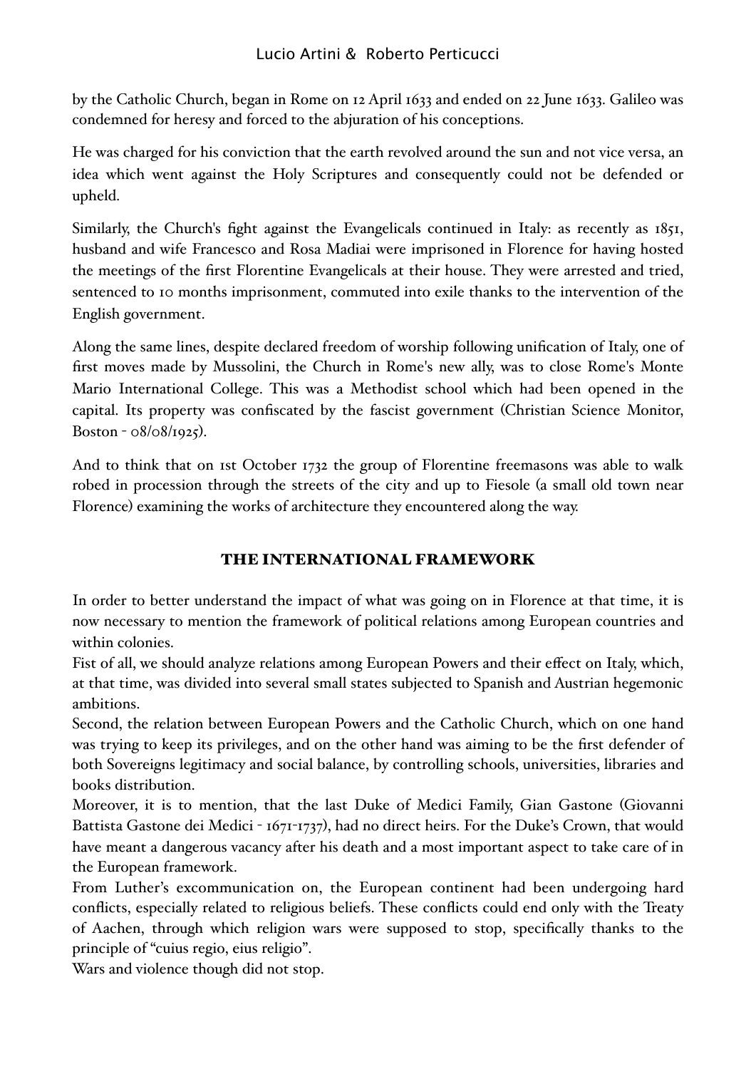by the Catholic Church, began in Rome on 12 April 1633 and ended on 22 June 1633. Galileo was condemned for heresy and forced to the abjuration of his conceptions.

He was charged for his conviction that the earth revolved around the sun and not vice versa, an idea which went against the Holy Scriptures and consequently could not be defended or upheld.

Similarly, the Church's fight against the Evangelicals continued in Italy: as recently as 1851, husband and wife Francesco and Rosa Madiai were imprisoned in Florence for having hosted the meetings of the first Florentine Evangelicals at their house. They were arrested and tried, sentenced to 10 months imprisonment, commuted into exile thanks to the intervention of the English government.

Along the same lines, despite declared freedom of worship following unification of Italy, one of first moves made by Mussolini, the Church in Rome's new ally, was to close Rome's Monte Mario International College. This was a Methodist school which had been opened in the capital. Its property was confiscated by the fascist government (Christian Science Monitor, Boston - 08/08/1925).

And to think that on 1st October 1732 the group of Florentine freemasons was able to walk robed in procession through the streets of the city and up to Fiesole (a small old town near Florence) examining the works of architecture they encountered along the way.

## THE INTERNATIONAL FRAMEWORK

In order to better understand the impact of what was going on in Florence at that time, it is now necessary to mention the framework of political relations among European countries and within colonies.
Fist of all, we should analyze relations among European Powers and their effect on Italy, which, at that time, was divided into several small states subjected to Spanish and Austrian hegemonic ambitions.
Second, the relation between European Powers and the Catholic Church, which on one hand was trying to keep its privileges, and on the other hand was aiming to be the first defender of both Sovereigns legitimacy and social balance, by controlling schools, universities, libraries and books distribution.
Moreover, it is to mention, that the last Duke of Medici Family, Gian Gastone (Giovanni Battista Gastone dei Medici - 1671-1737), had no direct heirs. For the Duke's Crown, that would have meant a dangerous vacancy after his death and a most important aspect to take care of in the European framework.
From Luther's excommunication on, the European continent had been undergoing hard conflicts, especially related to religious beliefs. These conflicts could end only with the Treaty of Aachen, through which religion wars were supposed to stop, specifically thanks to the principle of "cuius regio, eius religio".
Wars and violence though did not stop.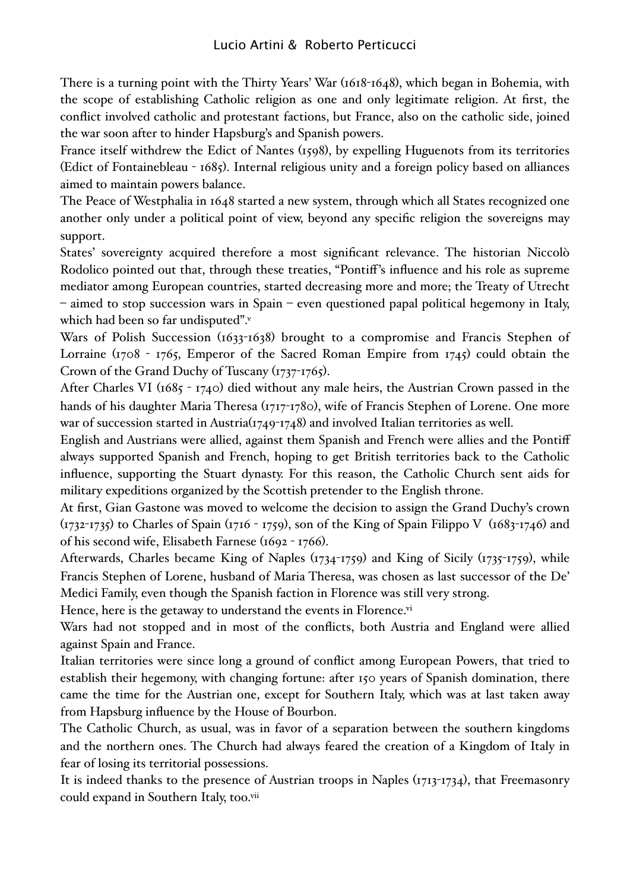There is a turning point with the Thirty Years' War (1618-1648), which began in Bohemia, with the scope of establishing Catholic religion as one and only legitimate religion. At first, the conflict involved catholic and protestant factions, but France, also on the catholic side, joined the war soon after to hinder Hapsburg's and Spanish powers.

France itself withdrew the Edict of Nantes (1598), by expelling Huguenots from its territories (Edict of Fontainebleau - 1685). Internal religious unity and a foreign policy based on alliances aimed to maintain powers balance.

The Peace of Westphalia in 1648 started a new system, through which all States recognized one another only under a political point of view, beyond any specific religion the sovereigns may support.

States' sovereignty acquired therefore a most significant relevance. The historian Niccolò Rodolico pointed out that, through these treaties, "Pontiff's influence and his role as supreme mediator among European countries, started decreasing more and more; the Treaty of Utrecht – aimed to stop succession wars in Spain – even questioned papal political hegemony in Italy, which had been so far undisputed".[v]

Wars of Polish Succession (1633-1638) brought to a compromise and Francis Stephen of Lorraine (1708 - 1765, Emperor of the Sacred Roman Empire from 1745) could obtain the Crown of the Grand Duchy of Tuscany (1737-1765).

After Charles VI (1685 - 1740) died without any male heirs, the Austrian Crown passed in the hands of his daughter Maria Theresa (1717-1780), wife of Francis Stephen of Lorene. One more war of succession started in Austria(1749-1748) and involved Italian territories as well.

English and Austrians were allied, against them Spanish and French were allies and the Pontiff always supported Spanish and French, hoping to get British territories back to the Catholic influence, supporting the Stuart dynasty. For this reason, the Catholic Church sent aids for military expeditions organized by the Scottish pretender to the English throne.

At first, Gian Gastone was moved to welcome the decision to assign the Grand Duchy's crown (1732-1735) to Charles of Spain (1716 - 1759), son of the King of Spain Filippo V (1683-1746) and of his second wife, Elisabeth Farnese (1692 - 1766).

Afterwards, Charles became King of Naples (1734-1759) and King of Sicily (1735-1759), while Francis Stephen of Lorene, husband of Maria Theresa, was chosen as last successor of the De' Medici Family, even though the Spanish faction in Florence was still very strong.

Hence, here is the getaway to understand the events in Florence.[vi]

Wars had not stopped and in most of the conflicts, both Austria and England were allied against Spain and France.

Italian territories were since long a ground of conflict among European Powers, that tried to establish their hegemony, with changing fortune: after 150 years of Spanish domination, there came the time for the Austrian one, except for Southern Italy, which was at last taken away from Hapsburg influence by the House of Bourbon.

The Catholic Church, as usual, was in favor of a separation between the southern kingdoms and the northern ones. The Church had always feared the creation of a Kingdom of Italy in fear of losing its territorial possessions.

It is indeed thanks to the presence of Austrian troops in Naples (1713-1734), that Freemasonry could expand in Southern Italy, too.[vii]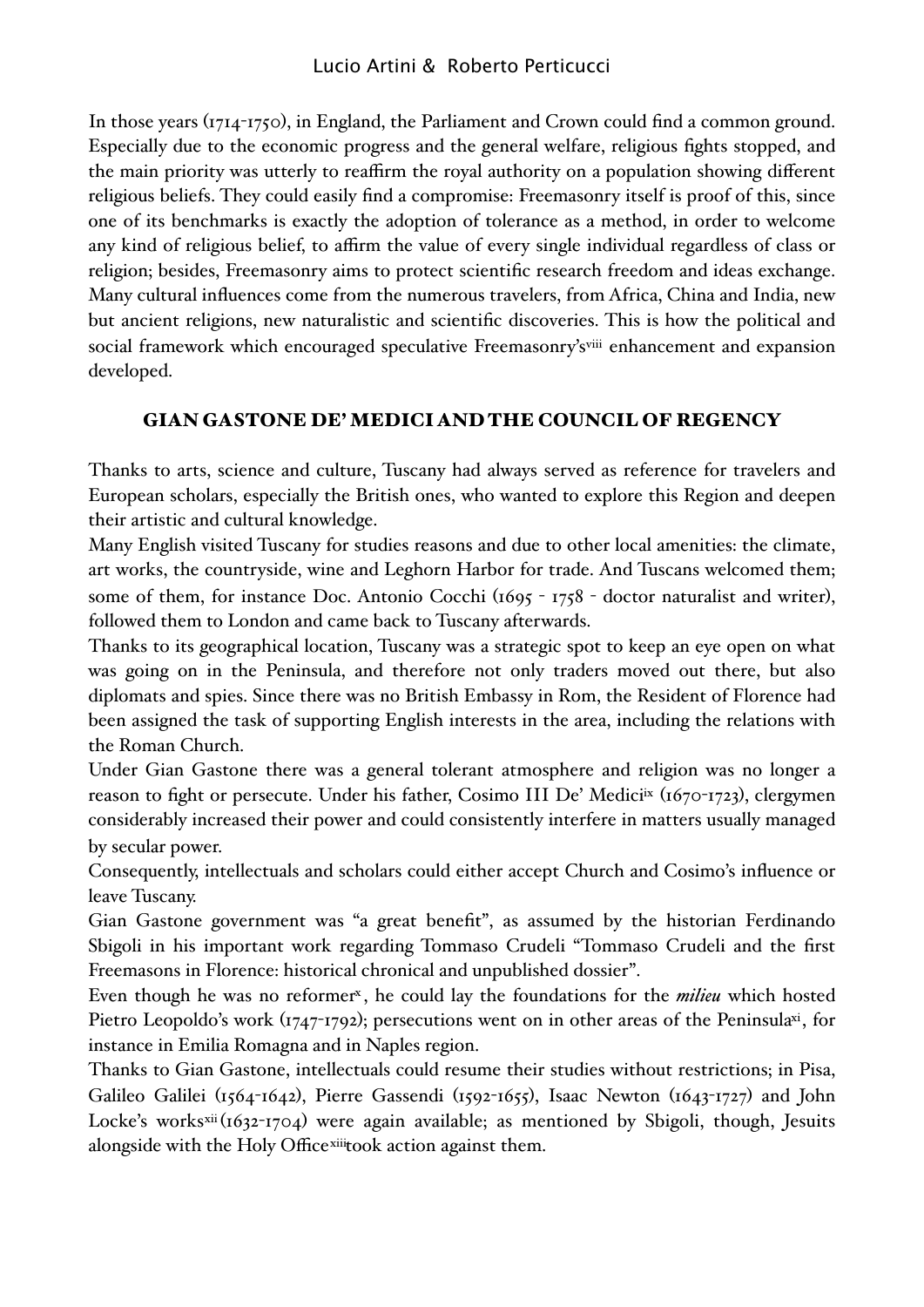In those years (1714-1750), in England, the Parliament and Crown could find a common ground. Especially due to the economic progress and the general welfare, religious fights stopped, and the main priority was utterly to reaffirm the royal authority on a population showing different religious beliefs. They could easily find a compromise: Freemasonry itself is proof of this, since one of its benchmarks is exactly the adoption of tolerance as a method, in order to welcome any kind of religious belief, to affirm the value of every single individual regardless of class or religion; besides, Freemasonry aims to protect scientific research freedom and ideas exchange. Many cultural influences come from the numerous travelers, from Africa, China and India, new but ancient religions, new naturalistic and scientific discoveries. This is how the political and social framework which encouraged speculative Freemasonry's[viii] enhancement and expansion developed.

## GIAN GASTONE DE' MEDICI AND THE COUNCIL OF REGENCY

Thanks to arts, science and culture, Tuscany had always served as reference for travelers and European scholars, especially the British ones, who wanted to explore this Region and deepen their artistic and cultural knowledge.

Many English visited Tuscany for studies reasons and due to other local amenities: the climate, art works, the countryside, wine and Leghorn Harbor for trade. And Tuscans welcomed them; some of them, for instance Doc. Antonio Cocchi (1695 - 1758 - doctor naturalist and writer), followed them to London and came back to Tuscany afterwards.

Thanks to its geographical location, Tuscany was a strategic spot to keep an eye open on what was going on in the Peninsula, and therefore not only traders moved out there, but also diplomats and spies. Since there was no British Embassy in Rom, the Resident of Florence had been assigned the task of supporting English interests in the area, including the relations with the Roman Church.

Under Gian Gastone there was a general tolerant atmosphere and religion was no longer a reason to fight or persecute. Under his father, Cosimo III De' Medici[ix] (1670-1723), clergymen considerably increased their power and could consistently interfere in matters usually managed by secular power.

Consequently, intellectuals and scholars could either accept Church and Cosimo's influence or leave Tuscany.

Gian Gastone government was "a great benefit", as assumed by the historian Ferdinando Sbigoli in his important work regarding Tommaso Crudeli "Tommaso Crudeli and the first Freemasons in Florence: historical chronical and unpublished dossier".

Even though he was no reformer[x], he could lay the foundations for the *milieu* which hosted Pietro Leopoldo's work (1747-1792); persecutions went on in other areas of the Peninsula[xi], for instance in Emilia Romagna and in Naples region.

Thanks to Gian Gastone, intellectuals could resume their studies without restrictions; in Pisa, Galileo Galilei (1564-1642), Pierre Gassendi (1592-1655), Isaac Newton (1643-1727) and John Locke's works[xii] (1632-1704) were again available; as mentioned by Sbigoli, though, Jesuits alongside with the Holy Office[xiii] took action against them.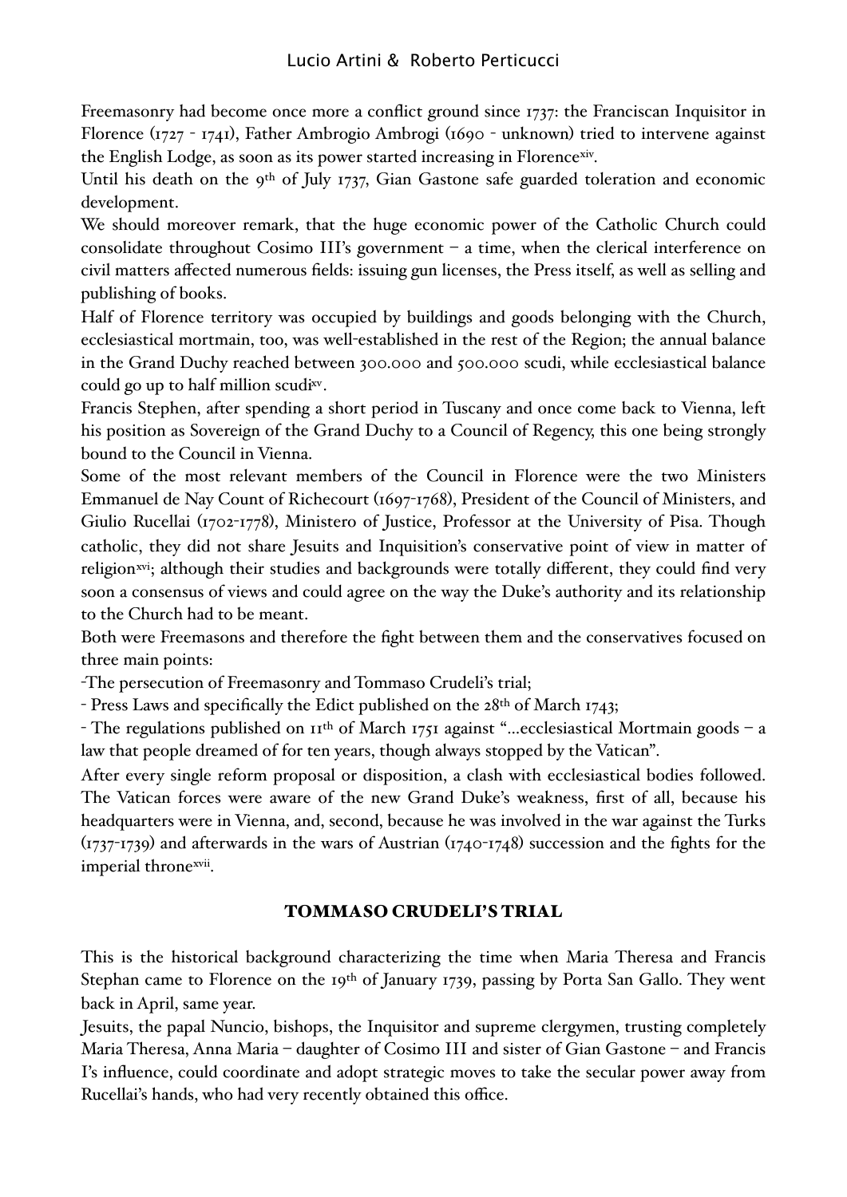Freemasonry had become once more a conflict ground since 1737: the Franciscan Inquisitor in Florence (1727 - 1741), Father Ambrogio Ambrogi (1690 - unknown) tried to intervene against the English Lodge, as soon as its power started increasing in Florence[xiv].

Until his death on the 9th of July 1737, Gian Gastone safe guarded toleration and economic development.

We should moreover remark, that the huge economic power of the Catholic Church could consolidate throughout Cosimo III's government – a time, when the clerical interference on civil matters affected numerous fields: issuing gun licenses, the Press itself, as well as selling and publishing of books.

Half of Florence territory was occupied by buildings and goods belonging with the Church, ecclesiastical mortmain, too, was well-established in the rest of the Region; the annual balance in the Grand Duchy reached between 300.000 and 500.000 scudi, while ecclesiastical balance could go up to half million scudi[xv].

Francis Stephen, after spending a short period in Tuscany and once come back to Vienna, left his position as Sovereign of the Grand Duchy to a Council of Regency, this one being strongly bound to the Council in Vienna.

Some of the most relevant members of the Council in Florence were the two Ministers Emmanuel de Nay Count of Richecourt (1697-1768), President of the Council of Ministers, and Giulio Rucellai (1702-1778), Ministero of Justice, Professor at the University of Pisa. Though catholic, they did not share Jesuits and Inquisition's conservative point of view in matter of religion[xvi]; although their studies and backgrounds were totally different, they could find very soon a consensus of views and could agree on the way the Duke's authority and its relationship to the Church had to be meant.

Both were Freemasons and therefore the fight between them and the conservatives focused on three main points:

- The persecution of Freemasonry and Tommaso Crudeli's trial;
- Press Laws and specifically the Edict published on the 28th of March 1743;
- The regulations published on 11th of March 1751 against "...ecclesiastical Mortmain goods – a law that people dreamed of for ten years, though always stopped by the Vatican".

After every single reform proposal or disposition, a clash with ecclesiastical bodies followed. The Vatican forces were aware of the new Grand Duke's weakness, first of all, because his headquarters were in Vienna, and, second, because he was involved in the war against the Turks (1737-1739) and afterwards in the wars of Austrian (1740-1748) succession and the fights for the imperial throne[xvii].

## TOMMASO CRUDELI'S TRIAL

This is the historical background characterizing the time when Maria Theresa and Francis Stephan came to Florence on the 19th of January 1739, passing by Porta San Gallo. They went back in April, same year.

Jesuits, the papal Nuncio, bishops, the Inquisitor and supreme clergymen, trusting completely Maria Theresa, Anna Maria – daughter of Cosimo III and sister of Gian Gastone – and Francis I's influence, could coordinate and adopt strategic moves to take the secular power away from Rucellai's hands, who had very recently obtained this office.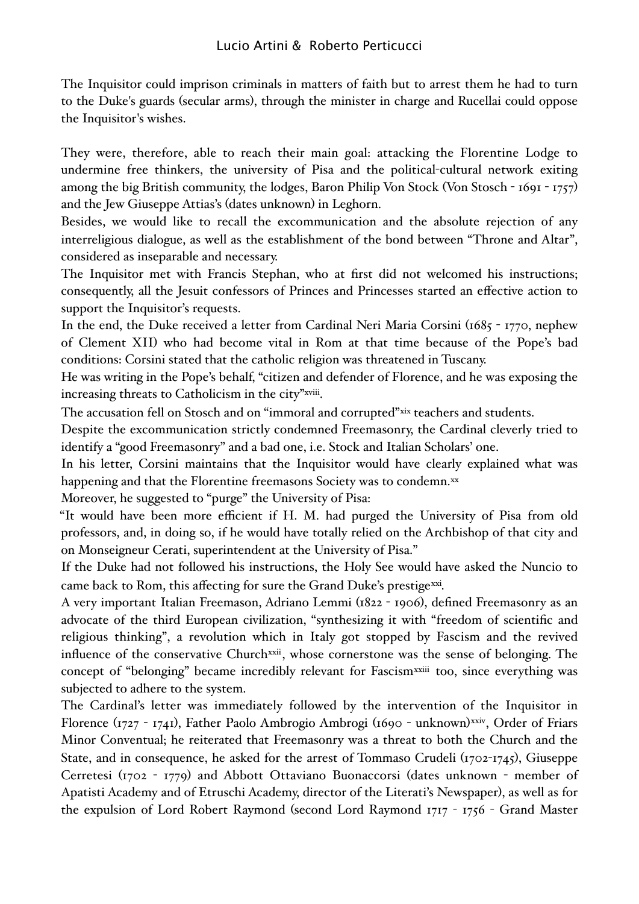The Inquisitor could imprison criminals in matters of faith but to arrest them he had to turn to the Duke's guards (secular arms), through the minister in charge and Rucellai could oppose the Inquisitor's wishes.

They were, therefore, able to reach their main goal: attacking the Florentine Lodge to undermine free thinkers, the university of Pisa and the political-cultural network exiting among the big British community, the lodges, Baron Philip Von Stock (Von Stosch - 1691 - 1757) and the Jew Giuseppe Attias's (dates unknown) in Leghorn.

Besides, we would like to recall the excommunication and the absolute rejection of any interreligious dialogue, as well as the establishment of the bond between "Throne and Altar", considered as inseparable and necessary.

The Inquisitor met with Francis Stephan, who at first did not welcomed his instructions; consequently, all the Jesuit confessors of Princes and Princesses started an effective action to support the Inquisitor's requests.

In the end, the Duke received a letter from Cardinal Neri Maria Corsini (1685 - 1770, nephew of Clement XII) who had become vital in Rom at that time because of the Pope's bad conditions: Corsini stated that the catholic religion was threatened in Tuscany.

He was writing in the Pope's behalf, "citizen and defender of Florence, and he was exposing the increasing threats to Catholicism in the city"[xviii].

The accusation fell on Stosch and on "immoral and corrupted"[xix] teachers and students.

Despite the excommunication strictly condemned Freemasonry, the Cardinal cleverly tried to identify a "good Freemasonry" and a bad one, i.e. Stock and Italian Scholars' one.

In his letter, Corsini maintains that the Inquisitor would have clearly explained what was happening and that the Florentine freemasons Society was to condemn.[xx]

Moreover, he suggested to "purge" the University of Pisa:

"It would have been more efficient if H. M. had purged the University of Pisa from old professors, and, in doing so, if he would have totally relied on the Archbishop of that city and on Monseigneur Cerati, superintendent at the University of Pisa."

If the Duke had not followed his instructions, the Holy See would have asked the Nuncio to came back to Rom, this affecting for sure the Grand Duke's prestige[xxi].

A very important Italian Freemason, Adriano Lemmi (1822 - 1906), defined Freemasonry as an advocate of the third European civilization, "synthesizing it with "freedom of scientific and religious thinking", a revolution which in Italy got stopped by Fascism and the revived influence of the conservative Church[xxii], whose cornerstone was the sense of belonging. The concept of "belonging" became incredibly relevant for Fascism[xxiii] too, since everything was subjected to adhere to the system.

The Cardinal's letter was immediately followed by the intervention of the Inquisitor in Florence (1727 - 1741), Father Paolo Ambrogio Ambrogi (1690 - unknown)[xxiv], Order of Friars Minor Conventual; he reiterated that Freemasonry was a threat to both the Church and the State, and in consequence, he asked for the arrest of Tommaso Crudeli (1702-1745), Giuseppe Cerretesi (1702 - 1779) and Abbott Ottaviano Buonaccorsi (dates unknown - member of Apatisti Academy and of Etruschi Academy, director of the Literati's Newspaper), as well as for the expulsion of Lord Robert Raymond (second Lord Raymond 1717 - 1756 - Grand Master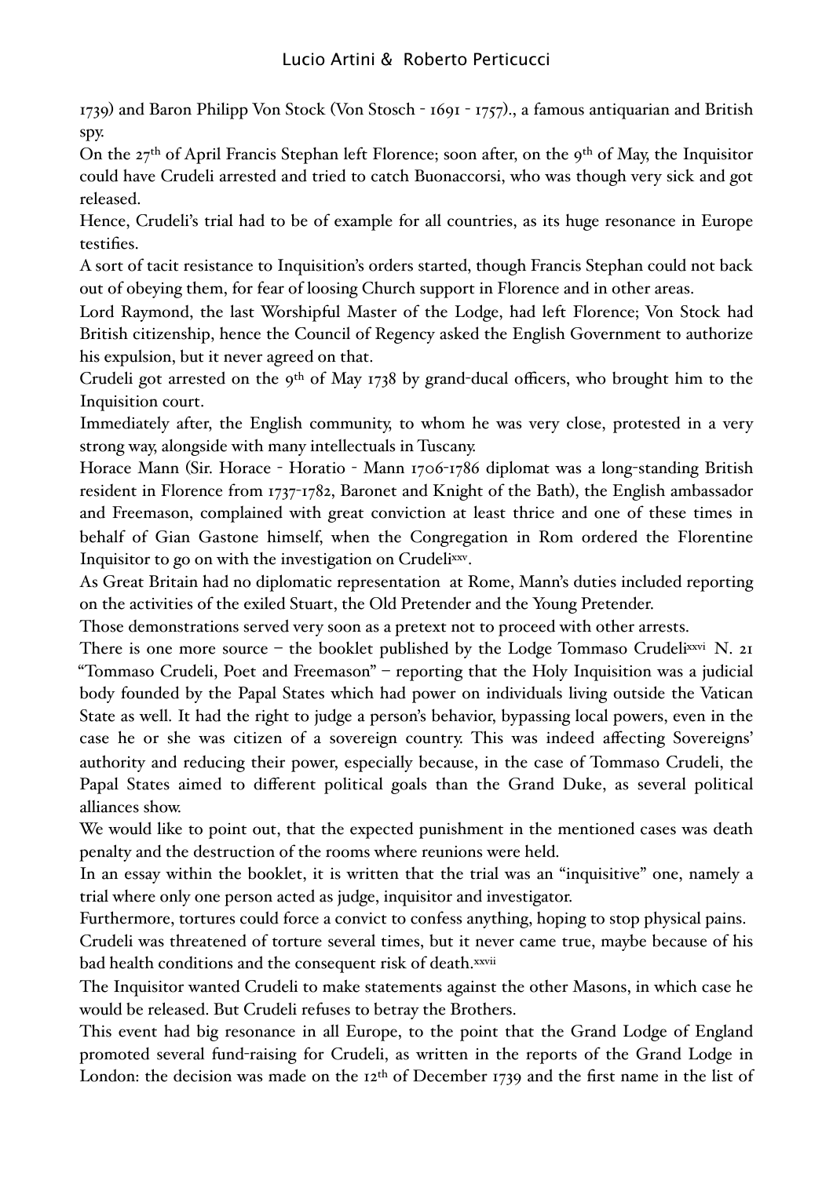1739) and Baron Philipp Von Stock (Von Stosch - 1691 - 1757)., a famous antiquarian and British spy.

On the 27th of April Francis Stephan left Florence; soon after, on the 9th of May, the Inquisitor could have Crudeli arrested and tried to catch Buonaccorsi, who was though very sick and got released.

Hence, Crudeli's trial had to be of example for all countries, as its huge resonance in Europe testifies.

A sort of tacit resistance to Inquisition's orders started, though Francis Stephan could not back out of obeying them, for fear of loosing Church support in Florence and in other areas.

Lord Raymond, the last Worshipful Master of the Lodge, had left Florence; Von Stock had British citizenship, hence the Council of Regency asked the English Government to authorize his expulsion, but it never agreed on that.

Crudeli got arrested on the 9th of May 1738 by grand-ducal officers, who brought him to the Inquisition court.

Immediately after, the English community, to whom he was very close, protested in a very strong way, alongside with many intellectuals in Tuscany.

Horace Mann (Sir. Horace - Horatio - Mann 1706-1786 diplomat was a long-standing British resident in Florence from 1737-1782, Baronet and Knight of the Bath), the English ambassador and Freemason, complained with great conviction at least thrice and one of these times in behalf of Gian Gastone himself, when the Congregation in Rom ordered the Florentine Inquisitor to go on with the investigation on Crudeli[xxv].

As Great Britain had no diplomatic representation at Rome, Mann's duties included reporting on the activities of the exiled Stuart, the Old Pretender and the Young Pretender.

Those demonstrations served very soon as a pretext not to proceed with other arrests.

There is one more source – the booklet published by the Lodge Tommaso Crudeli[xxvi] N. 21 "Tommaso Crudeli, Poet and Freemason" – reporting that the Holy Inquisition was a judicial body founded by the Papal States which had power on individuals living outside the Vatican State as well. It had the right to judge a person's behavior, bypassing local powers, even in the case he or she was citizen of a sovereign country. This was indeed affecting Sovereigns' authority and reducing their power, especially because, in the case of Tommaso Crudeli, the Papal States aimed to different political goals than the Grand Duke, as several political alliances show.

We would like to point out, that the expected punishment in the mentioned cases was death penalty and the destruction of the rooms where reunions were held.

In an essay within the booklet, it is written that the trial was an "inquisitive" one, namely a trial where only one person acted as judge, inquisitor and investigator.

Furthermore, tortures could force a convict to confess anything, hoping to stop physical pains.

Crudeli was threatened of torture several times, but it never came true, maybe because of his bad health conditions and the consequent risk of death.[xxvii]

The Inquisitor wanted Crudeli to make statements against the other Masons, in which case he would be released. But Crudeli refuses to betray the Brothers.

This event had big resonance in all Europe, to the point that the Grand Lodge of England promoted several fund-raising for Crudeli, as written in the reports of the Grand Lodge in London: the decision was made on the 12th of December 1739 and the first name in the list of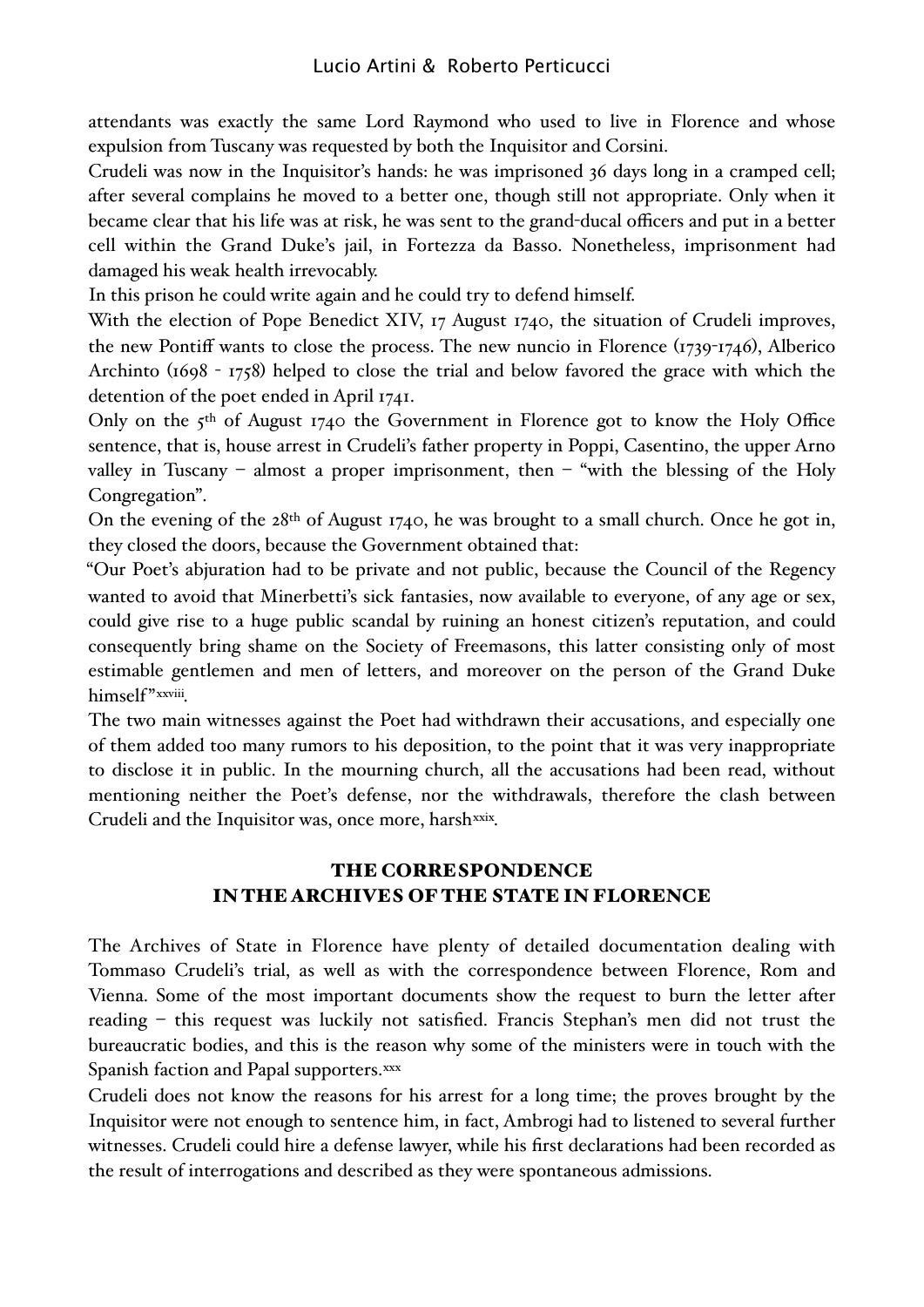attendants was exactly the same Lord Raymond who used to live in Florence and whose expulsion from Tuscany was requested by both the Inquisitor and Corsini.

Crudeli was now in the Inquisitor's hands: he was imprisoned 36 days long in a cramped cell; after several complains he moved to a better one, though still not appropriate. Only when it became clear that his life was at risk, he was sent to the grand-ducal officers and put in a better cell within the Grand Duke's jail, in Fortezza da Basso. Nonetheless, imprisonment had damaged his weak health irrevocably.

In this prison he could write again and he could try to defend himself.

With the election of Pope Benedict XIV, 17 August 1740, the situation of Crudeli improves, the new Pontiff wants to close the process. The new nuncio in Florence (1739-1746), Alberico Archinto (1698 - 1758) helped to close the trial and below favored the grace with which the detention of the poet ended in April 1741.

Only on the 5th of August 1740 the Government in Florence got to know the Holy Office sentence, that is, house arrest in Crudeli's father property in Poppi, Casentino, the upper Arno valley in Tuscany – almost a proper imprisonment, then – "with the blessing of the Holy Congregation".

On the evening of the 28th of August 1740, he was brought to a small church. Once he got in, they closed the doors, because the Government obtained that:

"Our Poet's abjuration had to be private and not public, because the Council of the Regency wanted to avoid that Minerbetti's sick fantasies, now available to everyone, of any age or sex, could give rise to a huge public scandal by ruining an honest citizen's reputation, and could consequently bring shame on the Society of Freemasons, this latter consisting only of most estimable gentlemen and men of letters, and moreover on the person of the Grand Duke himself"[xxviii].

The two main witnesses against the Poet had withdrawn their accusations, and especially one of them added too many rumors to his deposition, to the point that it was very inappropriate to disclose it in public. In the mourning church, all the accusations had been read, without mentioning neither the Poet's defense, nor the withdrawals, therefore the clash between Crudeli and the Inquisitor was, once more, harsh[xxix].

## THE CORRESPONDENCE IN THE ARCHIVES OF THE STATE IN FLORENCE

The Archives of State in Florence have plenty of detailed documentation dealing with Tommaso Crudeli's trial, as well as with the correspondence between Florence, Rom and Vienna. Some of the most important documents show the request to burn the letter after reading – this request was luckily not satisfied. Francis Stephan's men did not trust the bureaucratic bodies, and this is the reason why some of the ministers were in touch with the Spanish faction and Papal supporters.[xxx]

Crudeli does not know the reasons for his arrest for a long time; the proves brought by the Inquisitor were not enough to sentence him, in fact, Ambrogi had to listened to several further witnesses. Crudeli could hire a defense lawyer, while his first declarations had been recorded as the result of interrogations and described as they were spontaneous admissions.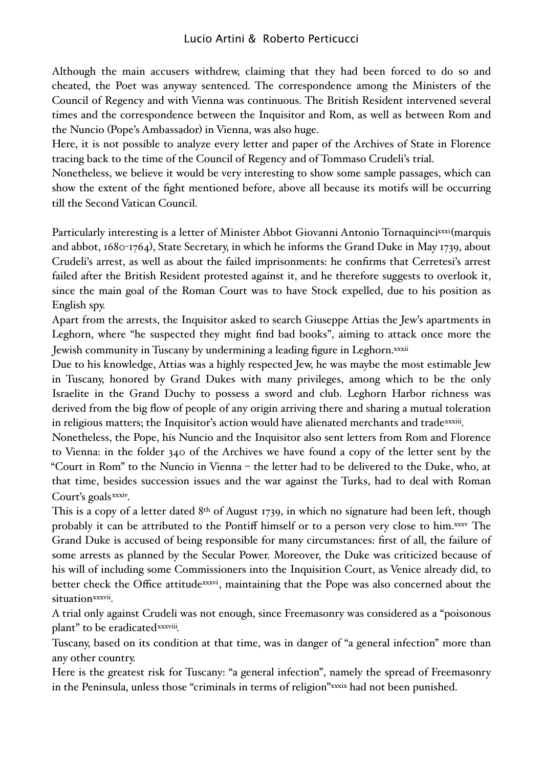Although the main accusers withdrew, claiming that they had been forced to do so and cheated, the Poet was anyway sentenced. The correspondence among the Ministers of the Council of Regency and with Vienna was continuous. The British Resident intervened several times and the correspondence between the Inquisitor and Rom, as well as between Rom and the Nuncio (Pope's Ambassador) in Vienna, was also huge.

Here, it is not possible to analyze every letter and paper of the Archives of State in Florence tracing back to the time of the Council of Regency and of Tommaso Crudeli's trial.

Nonetheless, we believe it would be very interesting to show some sample passages, which can show the extent of the fight mentioned before, above all because its motifs will be occurring till the Second Vatican Council.

Particularly interesting is a letter of Minister Abbot Giovanni Antonio Tornaquinci[xxxi] (marquis and abbot, 1680-1764), State Secretary, in which he informs the Grand Duke in May 1739, about Crudeli's arrest, as well as about the failed imprisonments: he confirms that Cerretesi's arrest failed after the British Resident protested against it, and he therefore suggests to overlook it, since the main goal of the Roman Court was to have Stock expelled, due to his position as English spy.

Apart from the arrests, the Inquisitor asked to search Giuseppe Attias the Jew's apartments in Leghorn, where "he suspected they might find bad books", aiming to attack once more the Jewish community in Tuscany by undermining a leading figure in Leghorn.[xxxii]

Due to his knowledge, Attias was a highly respected Jew, he was maybe the most estimable Jew in Tuscany, honored by Grand Dukes with many privileges, among which to be the only Israelite in the Grand Duchy to possess a sword and club. Leghorn Harbor richness was derived from the big flow of people of any origin arriving there and sharing a mutual toleration in religious matters; the Inquisitor's action would have alienated merchants and trade[xxxiii].

Nonetheless, the Pope, his Nuncio and the Inquisitor also sent letters from Rom and Florence to Vienna: in the folder 340 of the Archives we have found a copy of the letter sent by the "Court in Rom" to the Nuncio in Vienna – the letter had to be delivered to the Duke, who, at that time, besides succession issues and the war against the Turks, had to deal with Roman Court's goals[xxxiv].

This is a copy of a letter dated 8th of August 1739, in which no signature had been left, though probably it can be attributed to the Pontiff himself or to a person very close to him.[xxxv] The Grand Duke is accused of being responsible for many circumstances: first of all, the failure of some arrests as planned by the Secular Power. Moreover, the Duke was criticized because of his will of including some Commissioners into the Inquisition Court, as Venice already did, to better check the Office attitude[xxxvi], maintaining that the Pope was also concerned about the situation[xxxvii].

A trial only against Crudeli was not enough, since Freemasonry was considered as a "poisonous plant" to be eradicated[xxxviii].

Tuscany, based on its condition at that time, was in danger of "a general infection" more than any other country.

Here is the greatest risk for Tuscany: "a general infection", namely the spread of Freemasonry in the Peninsula, unless those "criminals in terms of religion"[xxxix] had not been punished.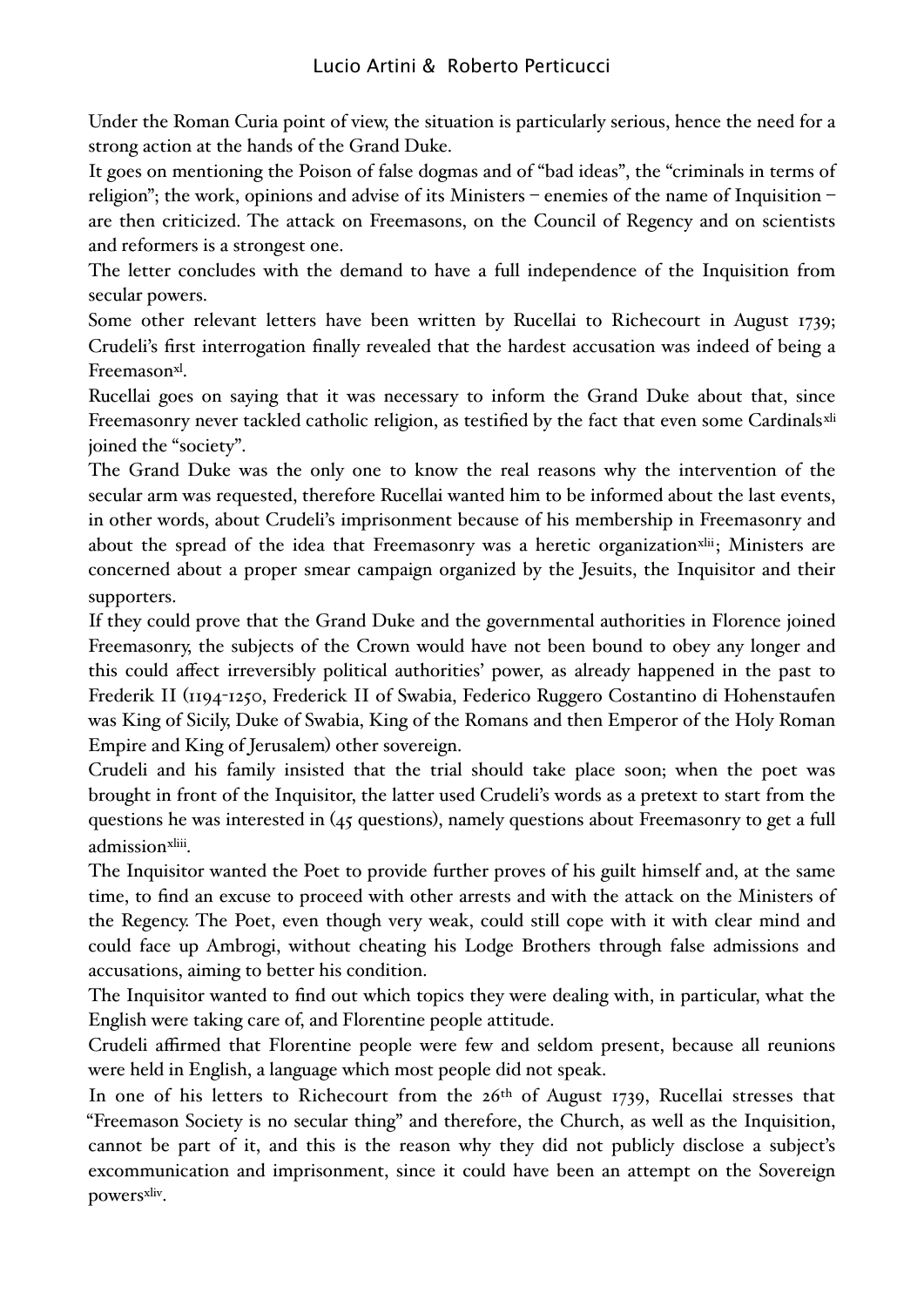Under the Roman Curia point of view, the situation is particularly serious, hence the need for a strong action at the hands of the Grand Duke.

It goes on mentioning the Poison of false dogmas and of "bad ideas", the "criminals in terms of religion"; the work, opinions and advise of its Ministers – enemies of the name of Inquisition – are then criticized. The attack on Freemasons, on the Council of Regency and on scientists and reformers is a strongest one.

The letter concludes with the demand to have a full independence of the Inquisition from secular powers.

Some other relevant letters have been written by Rucellai to Richecourt in August 1739; Crudeli's first interrogation finally revealed that the hardest accusation was indeed of being a Freemason[xl].

Rucellai goes on saying that it was necessary to inform the Grand Duke about that, since Freemasonry never tackled catholic religion, as testified by the fact that even some Cardinals[xli] joined the "society".

The Grand Duke was the only one to know the real reasons why the intervention of the secular arm was requested, therefore Rucellai wanted him to be informed about the last events, in other words, about Crudeli's imprisonment because of his membership in Freemasonry and about the spread of the idea that Freemasonry was a heretic organization[xlii]; Ministers are concerned about a proper smear campaign organized by the Jesuits, the Inquisitor and their supporters.

If they could prove that the Grand Duke and the governmental authorities in Florence joined Freemasonry, the subjects of the Crown would have not been bound to obey any longer and this could affect irreversibly political authorities' power, as already happened in the past to Frederik II (1194-1250, Frederick II of Swabia, Federico Ruggero Costantino di Hohenstaufen was King of Sicily, Duke of Swabia, King of the Romans and then Emperor of the Holy Roman Empire and King of Jerusalem) other sovereign.

Crudeli and his family insisted that the trial should take place soon; when the poet was brought in front of the Inquisitor, the latter used Crudeli's words as a pretext to start from the questions he was interested in (45 questions), namely questions about Freemasonry to get a full admission[xliii].

The Inquisitor wanted the Poet to provide further proves of his guilt himself and, at the same time, to find an excuse to proceed with other arrests and with the attack on the Ministers of the Regency. The Poet, even though very weak, could still cope with it with clear mind and could face up Ambrogi, without cheating his Lodge Brothers through false admissions and accusations, aiming to better his condition.

The Inquisitor wanted to find out which topics they were dealing with, in particular, what the English were taking care of, and Florentine people attitude.

Crudeli affirmed that Florentine people were few and seldom present, because all reunions were held in English, a language which most people did not speak.

In one of his letters to Richecourt from the 26th of August 1739, Rucellai stresses that "Freemason Society is no secular thing" and therefore, the Church, as well as the Inquisition, cannot be part of it, and this is the reason why they did not publicly disclose a subject's excommunication and imprisonment, since it could have been an attempt on the Sovereign powers[xliv].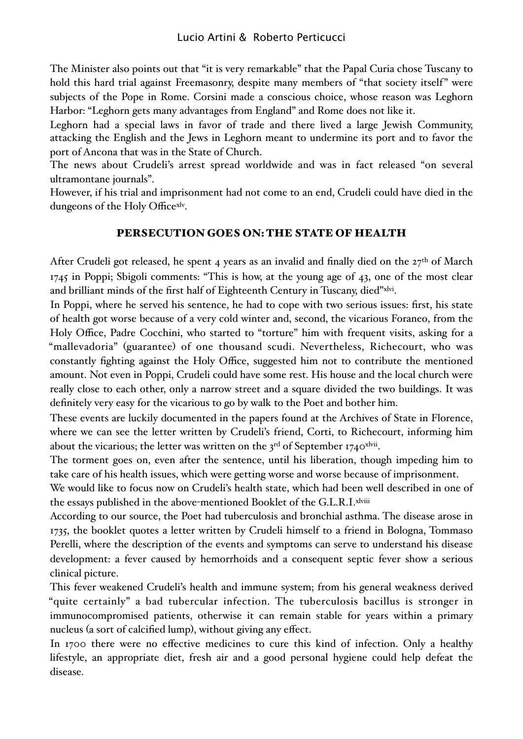The Minister also points out that "it is very remarkable" that the Papal Curia chose Tuscany to hold this hard trial against Freemasonry, despite many members of "that society itself" were subjects of the Pope in Rome. Corsini made a conscious choice, whose reason was Leghorn Harbor: "Leghorn gets many advantages from England" and Rome does not like it.

Leghorn had a special laws in favor of trade and there lived a large Jewish Community, attacking the English and the Jews in Leghorn meant to undermine its port and to favor the port of Ancona that was in the State of Church.

The news about Crudeli's arrest spread worldwide and was in fact released "on several ultramontane journals".

However, if his trial and imprisonment had not come to an end, Crudeli could have died in the dungeons of the Holy Office[xlv].

## PERSECUTION GOES ON: THE STATE OF HEALTH

After Crudeli got released, he spent 4 years as an invalid and finally died on the 27th of March 1745 in Poppi; Sbigoli comments: "This is how, at the young age of 43, one of the most clear and brilliant minds of the first half of Eighteenth Century in Tuscany, died"[xlvi].

In Poppi, where he served his sentence, he had to cope with two serious issues: first, his state of health got worse because of a very cold winter and, second, the vicarious Foraneo, from the Holy Office, Padre Cocchini, who started to "torture" him with frequent visits, asking for a "mallevadoria" (guarantee) of one thousand scudi. Nevertheless, Richecourt, who was constantly fighting against the Holy Office, suggested him not to contribute the mentioned amount. Not even in Poppi, Crudeli could have some rest. His house and the local church were really close to each other, only a narrow street and a square divided the two buildings. It was definitely very easy for the vicarious to go by walk to the Poet and bother him.

These events are luckily documented in the papers found at the Archives of State in Florence, where we can see the letter written by Crudeli's friend, Corti, to Richecourt, informing him about the vicarious; the letter was written on the 3rd of September 1740[xlvii].

The torment goes on, even after the sentence, until his liberation, though impeding him to take care of his health issues, which were getting worse and worse because of imprisonment.

We would like to focus now on Crudeli's health state, which had been well described in one of the essays published in the above-mentioned Booklet of the G.L.R.I.[xlviii]

According to our source, the Poet had tuberculosis and bronchial asthma. The disease arose in 1735, the booklet quotes a letter written by Crudeli himself to a friend in Bologna, Tommaso Perelli, where the description of the events and symptoms can serve to understand his disease development: a fever caused by hemorrhoids and a consequent septic fever show a serious clinical picture.

This fever weakened Crudeli's health and immune system; from his general weakness derived "quite certainly" a bad tubercular infection. The tuberculosis bacillus is stronger in immunocompromised patients, otherwise it can remain stable for years within a primary nucleus (a sort of calcified lump), without giving any effect.

In 1700 there were no effective medicines to cure this kind of infection. Only a healthy lifestyle, an appropriate diet, fresh air and a good personal hygiene could help defeat the disease.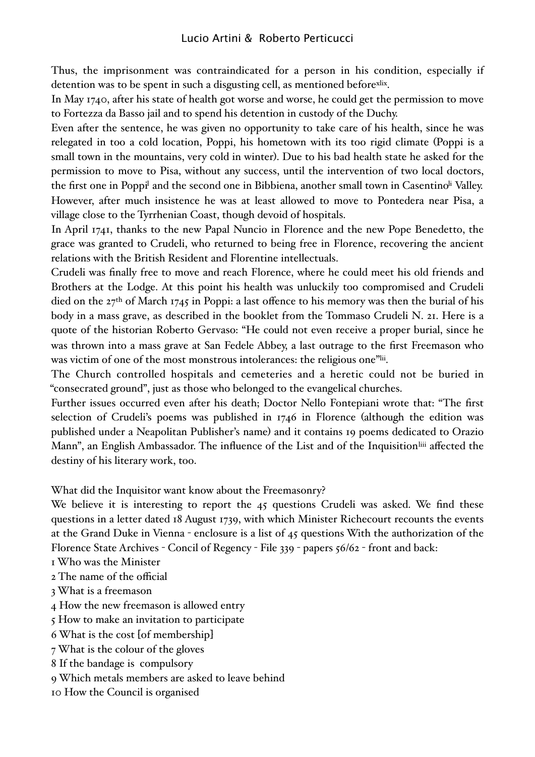Thus, the imprisonment was contraindicated for a person in his condition, especially if detention was to be spent in such a disgusting cell, as mentioned before[xlix].

In May 1740, after his state of health got worse and worse, he could get the permission to move to Fortezza da Basso jail and to spend his detention in custody of the Duchy.

Even after the sentence, he was given no opportunity to take care of his health, since he was relegated in too a cold location, Poppi, his hometown with its too rigid climate (Poppi is a small town in the mountains, very cold in winter). Due to his bad health state he asked for the permission to move to Pisa, without any success, until the intervention of two local doctors, the first one in Poppi[l] and the second one in Bibbiena, another small town in Casentino[li] Valley. However, after much insistence he was at least allowed to move to Pontedera near Pisa, a village close to the Tyrrhenian Coast, though devoid of hospitals.

In April 1741, thanks to the new Papal Nuncio in Florence and the new Pope Benedetto, the grace was granted to Crudeli, who returned to being free in Florence, recovering the ancient relations with the British Resident and Florentine intellectuals.

Crudeli was finally free to move and reach Florence, where he could meet his old friends and Brothers at the Lodge. At this point his health was unluckily too compromised and Crudeli died on the 27th of March 1745 in Poppi: a last offence to his memory was then the burial of his body in a mass grave, as described in the booklet from the Tommaso Crudeli N. 21. Here is a quote of the historian Roberto Gervaso: "He could not even receive a proper burial, since he was thrown into a mass grave at San Fedele Abbey, a last outrage to the first Freemason who was victim of one of the most monstrous intolerances: the religious one"[lii].

The Church controlled hospitals and cemeteries and a heretic could not be buried in "consecrated ground", just as those who belonged to the evangelical churches.

Further issues occurred even after his death; Doctor Nello Fontepiani wrote that: "The first selection of Crudeli's poems was published in 1746 in Florence (although the edition was published under a Neapolitan Publisher's name) and it contains 19 poems dedicated to Orazio Mann", an English Ambassador. The influence of the List and of the Inquisition[liii] affected the destiny of his literary work, too.

What did the Inquisitor want know about the Freemasonry?

We believe it is interesting to report the 45 questions Crudeli was asked. We find these questions in a letter dated 18 August 1739, with which Minister Richecourt recounts the events at the Grand Duke in Vienna - enclosure is a list of 45 questions With the authorization of the Florence State Archives - Concil of Regency - File 339 - papers 56/62 - front and back:

1 Who was the Minister
2 The name of the official
3 What is a freemason
4 How the new freemason is allowed entry
5 How to make an invitation to participate
6 What is the cost [of membership]
7 What is the colour of the gloves
8 If the bandage is compulsory
9 Which metals members are asked to leave behind
10 How the Council is organised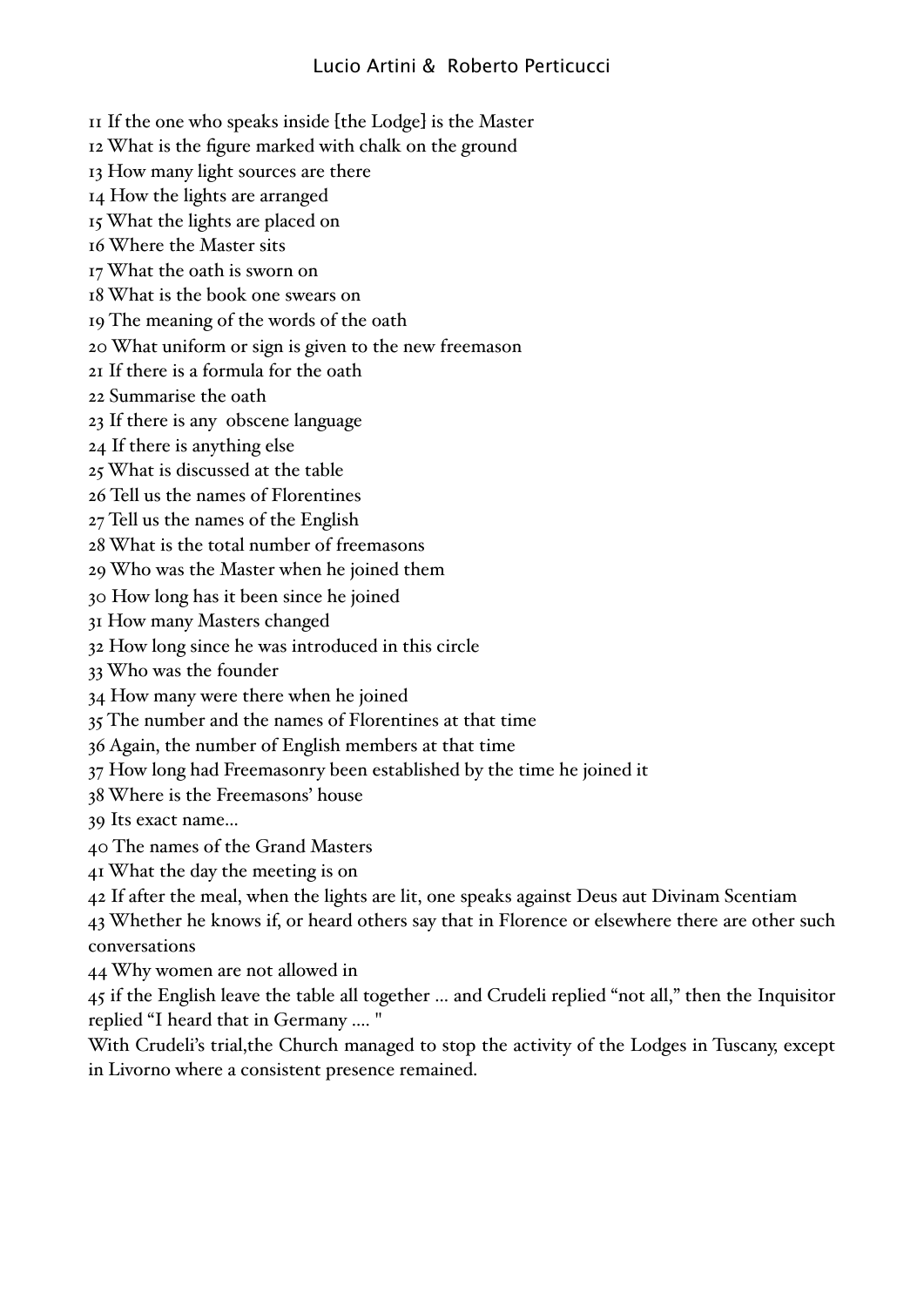11 If the one who speaks inside [the Lodge] is the Master
12 What is the figure marked with chalk on the ground
13 How many light sources are there
14 How the lights are arranged
15 What the lights are placed on
16 Where the Master sits
17 What the oath is sworn on
18 What is the book one swears on
19 The meaning of the words of the oath
20 What uniform or sign is given to the new freemason
21 If there is a formula for the oath
22 Summarise the oath
23 If there is any obscene language
24 If there is anything else
25 What is discussed at the table
26 Tell us the names of Florentines
27 Tell us the names of the English
28 What is the total number of freemasons
29 Who was the Master when he joined them
30 How long has it been since he joined
31 How many Masters changed
32 How long since he was introduced in this circle
33 Who was the founder
34 How many were there when he joined
35 The number and the names of Florentines at that time
36 Again, the number of English members at that time
37 How long had Freemasonry been established by the time he joined it
38 Where is the Freemasons' house
39 Its exact name…
40 The names of the Grand Masters
41 What the day the meeting is on
42 If after the meal, when the lights are lit, one speaks against Deus aut Divinam Scentiam
43 Whether he knows if, or heard others say that in Florence or elsewhere there are other such conversations
44 Why women are not allowed in
45 if the English leave the table all together … and Crudeli replied "not all," then the Inquisitor replied "I heard that in Germany …. "

With Crudeli's trial,the Church managed to stop the activity of the Lodges in Tuscany, except in Livorno where a consistent presence remained.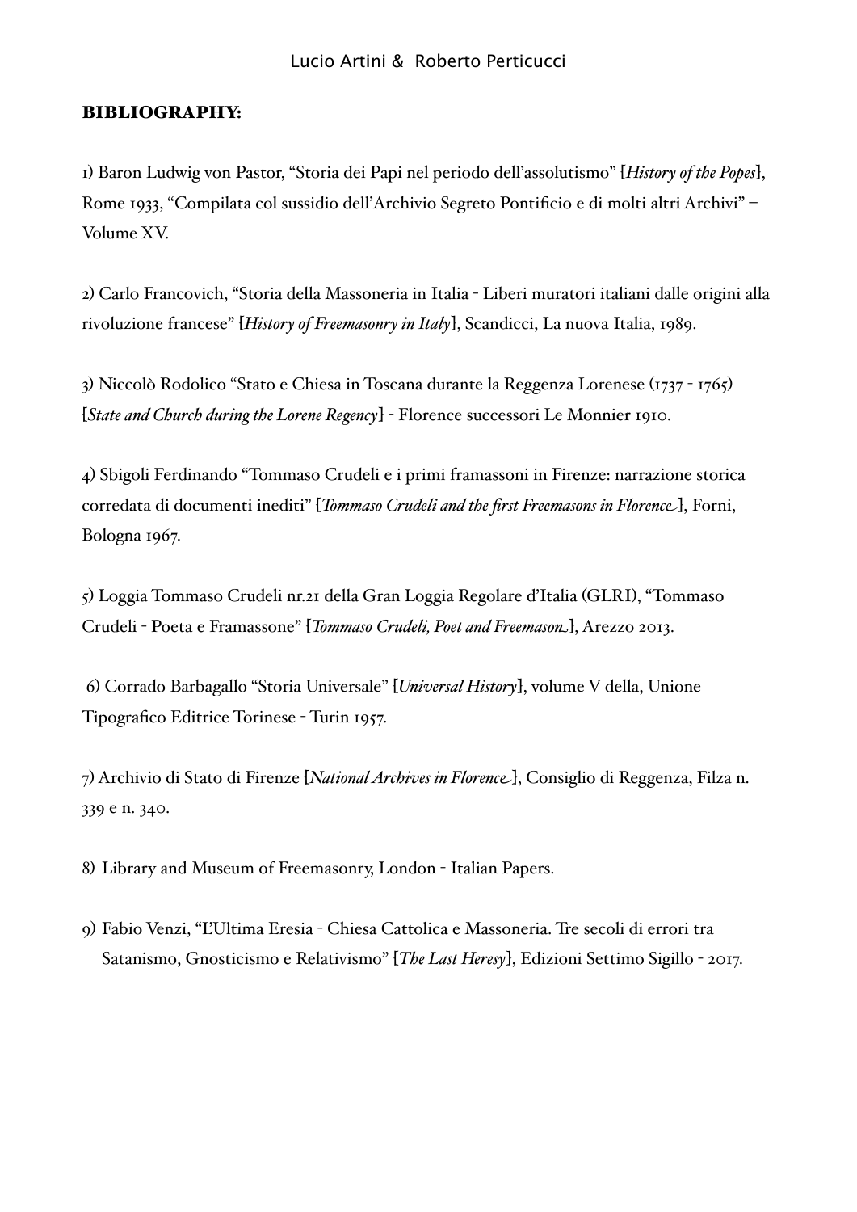**BIBLIOGRAPHY:**

1) Baron Ludwig von Pastor, "Storia dei Papi nel periodo dell'assolutismo" [*History of the Popes*], Rome 1933, "Compilata col sussidio dell'Archivio Segreto Pontificio e di molti altri Archivi" – Volume XV.

2) Carlo Francovich, "Storia della Massoneria in Italia - Liberi muratori italiani dalle origini alla rivoluzione francese" [*History of Freemasonry in Italy*], Scandicci, La nuova Italia, 1989.

3) Niccolò Rodolico "Stato e Chiesa in Toscana durante la Reggenza Lorenese (1737 - 1765) [*State and Church during the Lorene Regency*] - Florence successori Le Monnier 1910.

4) Sbigoli Ferdinando "Tommaso Crudeli e i primi framassoni in Firenze: narrazione storica corredata di documenti inediti" [*Tommaso Crudeli and the first Freemasons in Florence*], Forni, Bologna 1967.

5) Loggia Tommaso Crudeli nr.21 della Gran Loggia Regolare d'Italia (GLRI), "Tommaso Crudeli - Poeta e Framassone" [*Tommaso Crudeli, Poet and Freemason*], Arezzo 2013.

6) Corrado Barbagallo "Storia Universale" [*Universal History*], volume V della, Unione Tipografico Editrice Torinese - Turin 1957.

7) Archivio di Stato di Firenze [*National Archives in Florence*], Consiglio di Reggenza, Filza n. 339 e n. 340.

8) Library and Museum of Freemasonry, London - Italian Papers.

9) Fabio Venzi, "L'Ultima Eresia - Chiesa Cattolica e Massoneria. Tre secoli di errori tra Satanismo, Gnosticismo e Relativismo" [*The Last Heresy*], Edizioni Settimo Sigillo - 2017.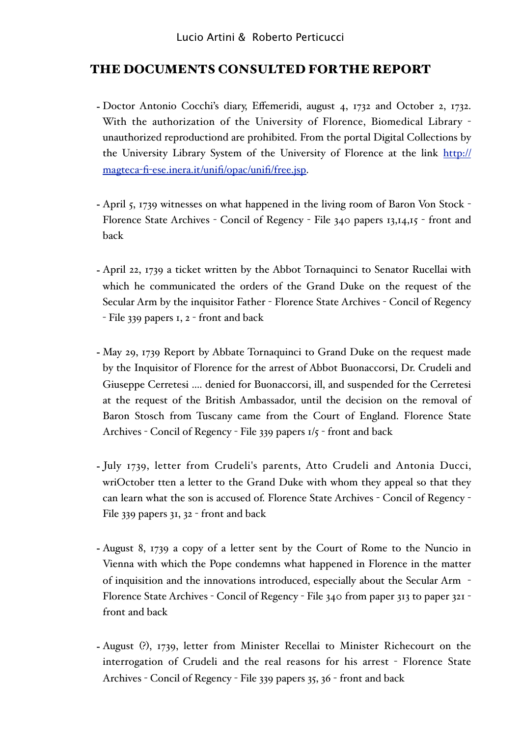## THE DOCUMENTS CONSULTED FOR THE REPORT

- Doctor Antonio Cocchi's diary, Effemeridi, august 4, 1732 and October 2, 1732. With the authorization of the University of Florence, Biomedical Library - unauthorized reproductiond are prohibited. From the portal Digital Collections by the University Library System of the University of Florence at the link [http://magteca-fi-ese.inera.it/unifi/opac/unifi/free.jsp](http://magteca-fi-ese.inera.it/unifi/opac/unifi/free.jsp).

- April 5, 1739 witnesses on what happened in the living room of Baron Von Stock - Florence State Archives - Concil of Regency - File 340 papers 13,14,15 - front and back

- April 22, 1739 a ticket written by the Abbot Tornaquinci to Senator Rucellai with which he communicated the orders of the Grand Duke on the request of the Secular Arm by the inquisitor Father - Florence State Archives - Concil of Regency - File 339 papers 1, 2 - front and back

- May 29, 1739 Report by Abbate Tornaquinci to Grand Duke on the request made by the Inquisitor of Florence for the arrest of Abbot Buonaccorsi, Dr. Crudeli and Giuseppe Cerretesi .... denied for Buonaccorsi, ill, and suspended for the Cerretesi at the request of the British Ambassador, until the decision on the removal of Baron Stosch from Tuscany came from the Court of England. Florence State Archives - Concil of Regency - File 339 papers 1/5 - front and back

- July 1739, letter from Crudeli's parents, Atto Crudeli and Antonia Ducci, wriOctober tten a letter to the Grand Duke with whom they appeal so that they can learn what the son is accused of. Florence State Archives - Concil of Regency - File 339 papers 31, 32 - front and back

- August 8, 1739 a copy of a letter sent by the Court of Rome to the Nuncio in Vienna with which the Pope condemns what happened in Florence in the matter of inquisition and the innovations introduced, especially about the Secular Arm - Florence State Archives - Concil of Regency - File 340 from paper 313 to paper 321 - front and back

- August (?), 1739, letter from Minister Recellai to Minister Richecourt on the interrogation of Crudeli and the real reasons for his arrest - Florence State Archives - Concil of Regency - File 339 papers 35, 36 - front and back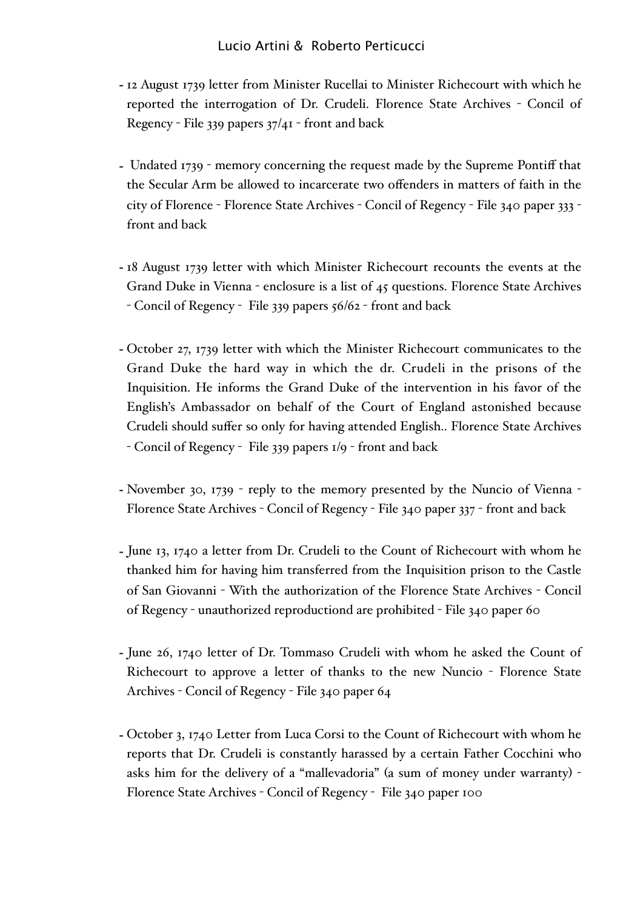- 12 August 1739 letter from Minister Rucellai to Minister Richecourt with which he reported the interrogation of Dr. Crudeli. Florence State Archives - Concil of Regency - File 339 papers 37/41 - front and back

- Undated 1739 - memory concerning the request made by the Supreme Pontiff that the Secular Arm be allowed to incarcerate two offenders in matters of faith in the city of Florence - Florence State Archives - Concil of Regency - File 340 paper 333 - front and back

- 18 August 1739 letter with which Minister Richecourt recounts the events at the Grand Duke in Vienna - enclosure is a list of 45 questions. Florence State Archives - Concil of Regency - File 339 papers 56/62 - front and back

- October 27, 1739 letter with which the Minister Richecourt communicates to the Grand Duke the hard way in which the dr. Crudeli in the prisons of the Inquisition. He informs the Grand Duke of the intervention in his favor of the English's Ambassador on behalf of the Court of England astonished because Crudeli should suffer so only for having attended English.. Florence State Archives - Concil of Regency - File 339 papers 1/9 - front and back

- November 30, 1739 - reply to the memory presented by the Nuncio of Vienna - Florence State Archives - Concil of Regency - File 340 paper 337 - front and back

- June 13, 1740 a letter from Dr. Crudeli to the Count of Richecourt with whom he thanked him for having him transferred from the Inquisition prison to the Castle of San Giovanni - With the authorization of the Florence State Archives - Concil of Regency - unauthorized reproductiond are prohibited - File 340 paper 60

- June 26, 1740 letter of Dr. Tommaso Crudeli with whom he asked the Count of Richecourt to approve a letter of thanks to the new Nuncio - Florence State Archives - Concil of Regency - File 340 paper 64

- October 3, 1740 Letter from Luca Corsi to the Count of Richecourt with whom he reports that Dr. Crudeli is constantly harassed by a certain Father Cocchini who asks him for the delivery of a "mallevadoria" (a sum of money under warranty) - Florence State Archives - Concil of Regency - File 340 paper 100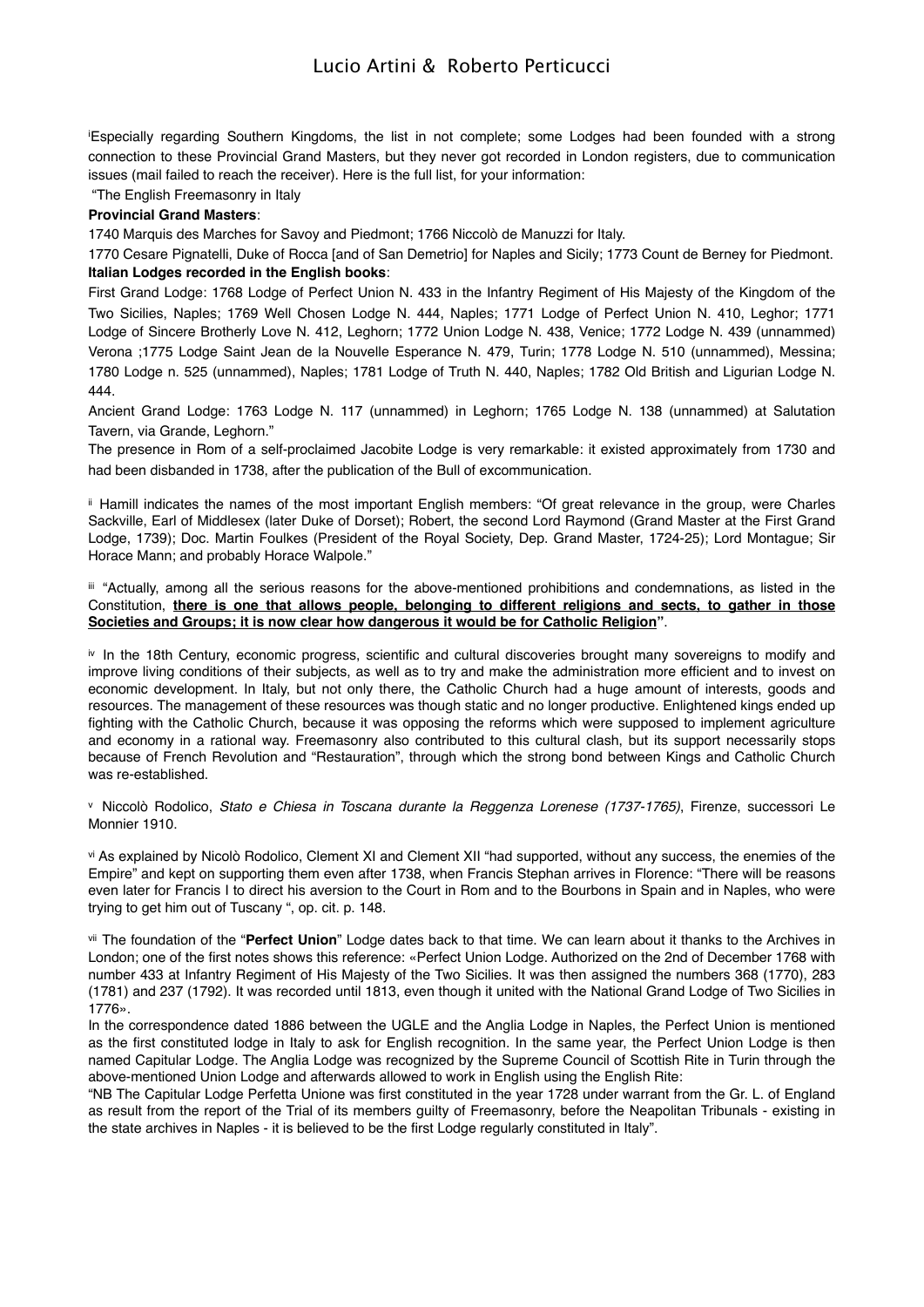[i]Especially regarding Southern Kingdoms, the list in not complete; some Lodges had been founded with a strong connection to these Provincial Grand Masters, but they never got recorded in London registers, due to communication issues (mail failed to reach the receiver). Here is the full list, for your information:

"The English Freemasonry in Italy

**Provincial Grand Masters**:

1740 Marquis des Marches for Savoy and Piedmont; 1766 Niccolò de Manuzzi for Italy.

1770 Cesare Pignatelli, Duke of Rocca [and of San Demetrio] for Naples and Sicily; 1773 Count de Berney for Piedmont.

**Italian Lodges recorded in the English books**:

First Grand Lodge: 1768 Lodge of Perfect Union N. 433 in the Infantry Regiment of His Majesty of the Kingdom of the Two Sicilies, Naples; 1769 Well Chosen Lodge N. 444, Naples; 1771 Lodge of Perfect Union N. 410, Leghor; 1771 Lodge of Sincere Brotherly Love N. 412, Leghorn; 1772 Union Lodge N. 438, Venice; 1772 Lodge N. 439 (unnammed) Verona ;1775 Lodge Saint Jean de la Nouvelle Esperance N. 479, Turin; 1778 Lodge N. 510 (unnammed), Messina; 1780 Lodge n. 525 (unnammed), Naples; 1781 Lodge of Truth N. 440, Naples; 1782 Old British and Ligurian Lodge N. 444.

Ancient Grand Lodge: 1763 Lodge N. 117 (unnammed) in Leghorn; 1765 Lodge N. 138 (unnammed) at Salutation Tavern, via Grande, Leghorn."

The presence in Rom of a self-proclaimed Jacobite Lodge is very remarkable: it existed approximately from 1730 and had been disbanded in 1738, after the publication of the Bull of excommunication.

[ii] Hamill indicates the names of the most important English members: "Of great relevance in the group, were Charles Sackville, Earl of Middlesex (later Duke of Dorset); Robert, the second Lord Raymond (Grand Master at the First Grand Lodge, 1739); Doc. Martin Foulkes (President of the Royal Society, Dep. Grand Master, 1724-25); Lord Montague; Sir Horace Mann; and probably Horace Walpole."

[iii] "Actually, among all the serious reasons for the above-mentioned prohibitions and condemnations, as listed in the Constitution, **there is one that allows people, belonging to different religions and sects, to gather in those Societies and Groups; it is now clear how dangerous it would be for Catholic Religion**".

[iv] In the 18th Century, economic progress, scientific and cultural discoveries brought many sovereigns to modify and improve living conditions of their subjects, as well as to try and make the administration more efficient and to invest on economic development. In Italy, but not only there, the Catholic Church had a huge amount of interests, goods and resources. The management of these resources was though static and no longer productive. Enlightened kings ended up fighting with the Catholic Church, because it was opposing the reforms which were supposed to implement agriculture and economy in a rational way. Freemasonry also contributed to this cultural clash, but its support necessarily stops because of French Revolution and "Restauration", through which the strong bond between Kings and Catholic Church was re-established.

[v] Niccolò Rodolico, *Stato e Chiesa in Toscana durante la Reggenza Lorenese (1737-1765)*, Firenze, successori Le Monnier 1910.

[vi] As explained by Nicolò Rodolico, Clement XI and Clement XII "had supported, without any success, the enemies of the Empire" and kept on supporting them even after 1738, when Francis Stephan arrives in Florence: "There will be reasons even later for Francis I to direct his aversion to the Court in Rom and to the Bourbons in Spain and in Naples, who were trying to get him out of Tuscany ", op. cit. p. 148.

[vii] The foundation of the "**Perfect Union**" Lodge dates back to that time. We can learn about it thanks to the Archives in London; one of the first notes shows this reference: «Perfect Union Lodge. Authorized on the 2nd of December 1768 with number 433 at Infantry Regiment of His Majesty of the Two Sicilies. It was then assigned the numbers 368 (1770), 283 (1781) and 237 (1792). It was recorded until 1813, even though it united with the National Grand Lodge of Two Sicilies in 1776».

In the correspondence dated 1886 between the UGLE and the Anglia Lodge in Naples, the Perfect Union is mentioned as the first constituted lodge in Italy to ask for English recognition. In the same year, the Perfect Union Lodge is then named Capitular Lodge. The Anglia Lodge was recognized by the Supreme Council of Scottish Rite in Turin through the above-mentioned Union Lodge and afterwards allowed to work in English using the English Rite:

"NB The Capitular Lodge Perfetta Unione was first constituted in the year 1728 under warrant from the Gr. L. of England as result from the report of the Trial of its members guilty of Freemasonry, before the Neapolitan Tribunals - existing in the state archives in Naples - it is believed to be the first Lodge regularly constituted in Italy".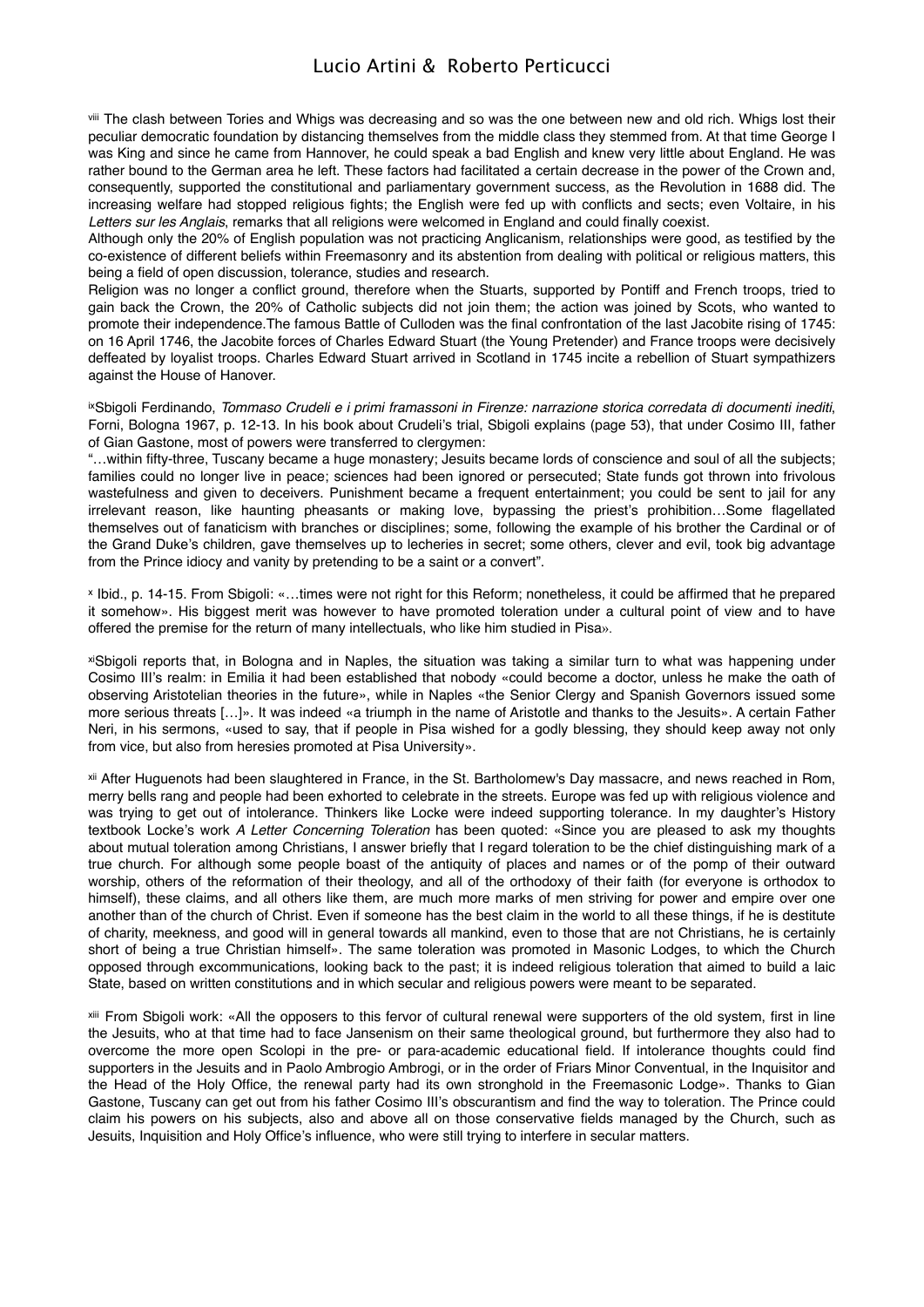[viii] The clash between Tories and Whigs was decreasing and so was the one between new and old rich. Whigs lost their peculiar democratic foundation by distancing themselves from the middle class they stemmed from. At that time George I was King and since he came from Hannover, he could speak a bad English and knew very little about England. He was rather bound to the German area he left. These factors had facilitated a certain decrease in the power of the Crown and, consequently, supported the constitutional and parliamentary government success, as the Revolution in 1688 did. The increasing welfare had stopped religious fights; the English were fed up with conflicts and sects; even Voltaire, in his *Letters sur les Anglais*, remarks that all religions were welcomed in England and could finally coexist.

Although only the 20% of English population was not practicing Anglicanism, relationships were good, as testified by the co-existence of different beliefs within Freemasonry and its abstention from dealing with political or religious matters, this being a field of open discussion, tolerance, studies and research.

Religion was no longer a conflict ground, therefore when the Stuarts, supported by Pontiff and French troops, tried to gain back the Crown, the 20% of Catholic subjects did not join them; the action was joined by Scots, who wanted to promote their independence.The famous Battle of Culloden was the final confrontation of the last Jacobite rising of 1745: on 16 April 1746, the Jacobite forces of Charles Edward Stuart (the Young Pretender) and France troops were decisively deffeated by loyalist troops. Charles Edward Stuart arrived in Scotland in 1745 incite a rebellion of Stuart sympathizers against the House of Hanover.

[ix]Sbigoli Ferdinando, *Tommaso Crudeli e i primi framassoni in Firenze: narrazione storica corredata di documenti inediti*, Forni, Bologna 1967, p. 12-13. In his book about Crudeli's trial, Sbigoli explains (page 53), that under Cosimo III, father of Gian Gastone, most of powers were transferred to clergymen:

"…within fifty-three, Tuscany became a huge monastery; Jesuits became lords of conscience and soul of all the subjects; families could no longer live in peace; sciences had been ignored or persecuted; State funds got thrown into frivolous wastefulness and given to deceivers. Punishment became a frequent entertainment; you could be sent to jail for any irrelevant reason, like haunting pheasants or making love, bypassing the priest's prohibition…Some flagellated themselves out of fanaticism with branches or disciplines; some, following the example of his brother the Cardinal or of the Grand Duke's children, gave themselves up to lecheries in secret; some others, clever and evil, took big advantage from the Prince idiocy and vanity by pretending to be a saint or a convert".

[x] Ibid., p. 14-15. From Sbigoli: «…times were not right for this Reform; nonetheless, it could be affirmed that he prepared it somehow». His biggest merit was however to have promoted toleration under a cultural point of view and to have offered the premise for the return of many intellectuals, who like him studied in Pisa».

[xi]Sbigoli reports that, in Bologna and in Naples, the situation was taking a similar turn to what was happening under Cosimo III's realm: in Emilia it had been established that nobody «could become a doctor, unless he make the oath of observing Aristotelian theories in the future», while in Naples «the Senior Clergy and Spanish Governors issued some more serious threats […]». It was indeed «a triumph in the name of Aristotle and thanks to the Jesuits». A certain Father Neri, in his sermons, «used to say, that if people in Pisa wished for a godly blessing, they should keep away not only from vice, but also from heresies promoted at Pisa University».

[xii] After Huguenots had been slaughtered in France, in the St. Bartholomew's Day massacre, and news reached in Rom, merry bells rang and people had been exhorted to celebrate in the streets. Europe was fed up with religious violence and was trying to get out of intolerance. Thinkers like Locke were indeed supporting tolerance. In my daughter's History textbook Locke's work *A Letter Concerning Toleration* has been quoted: «Since you are pleased to ask my thoughts about mutual toleration among Christians, I answer briefly that I regard toleration to be the chief distinguishing mark of a true church. For although some people boast of the antiquity of places and names or of the pomp of their outward worship, others of the reformation of their theology, and all of the orthodoxy of their faith (for everyone is orthodox to himself), these claims, and all others like them, are much more marks of men striving for power and empire over one another than of the church of Christ. Even if someone has the best claim in the world to all these things, if he is destitute of charity, meekness, and good will in general towards all mankind, even to those that are not Christians, he is certainly short of being a true Christian himself». The same toleration was promoted in Masonic Lodges, to which the Church opposed through excommunications, looking back to the past; it is indeed religious toleration that aimed to build a laic State, based on written constitutions and in which secular and religious powers were meant to be separated.

[xiii] From Sbigoli work: «All the opposers to this fervor of cultural renewal were supporters of the old system, first in line the Jesuits, who at that time had to face Jansenism on their same theological ground, but furthermore they also had to overcome the more open Scolopi in the pre- or para-academic educational field. If intolerance thoughts could find supporters in the Jesuits and in Paolo Ambrogio Ambrogi, or in the order of Friars Minor Conventual, in the Inquisitor and the Head of the Holy Office, the renewal party had its own stronghold in the Freemasonic Lodge». Thanks to Gian Gastone, Tuscany can get out from his father Cosimo III's obscurantism and find the way to toleration. The Prince could claim his powers on his subjects, also and above all on those conservative fields managed by the Church, such as Jesuits, Inquisition and Holy Office's influence, who were still trying to interfere in secular matters.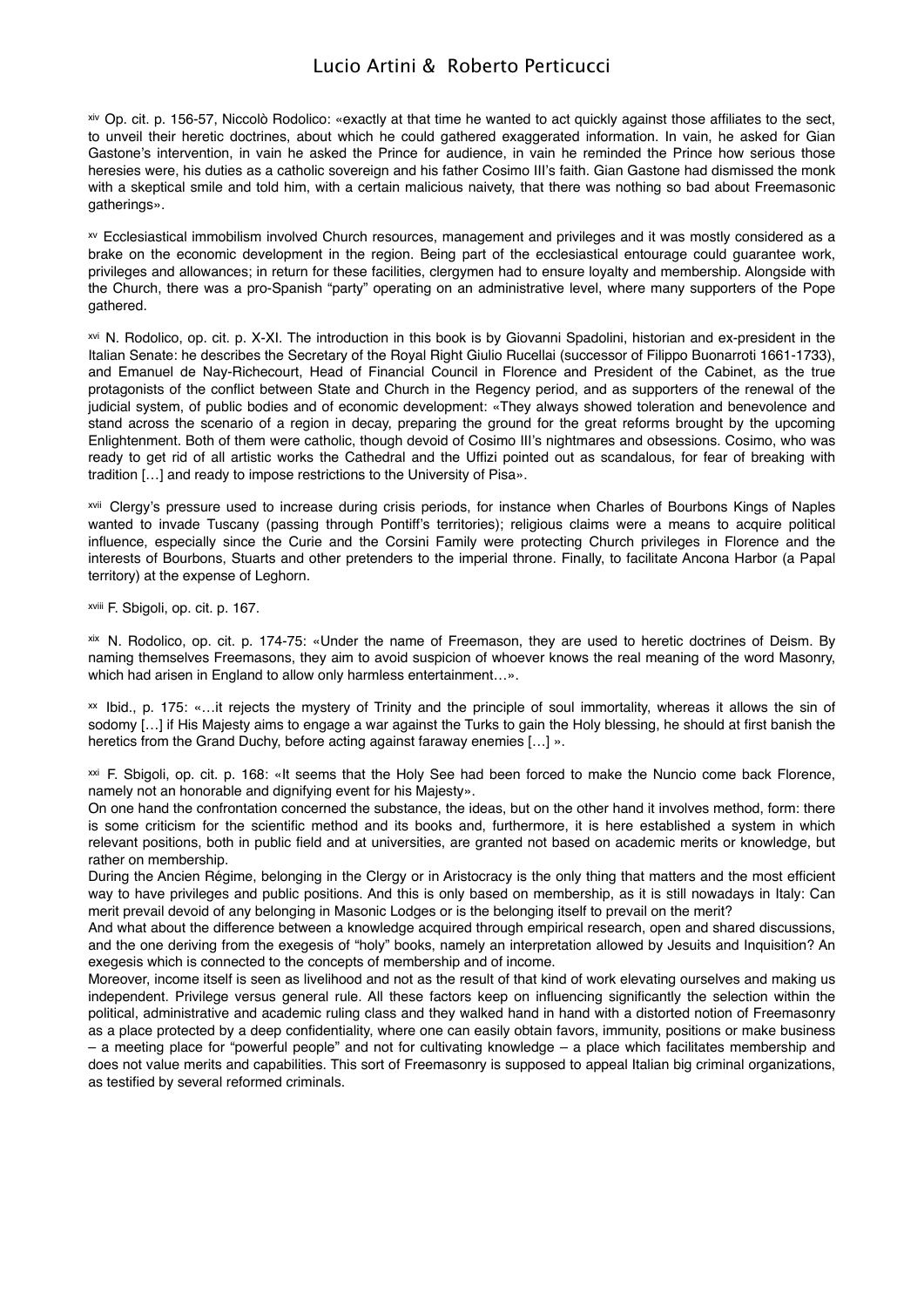[xiv] Op. cit. p. 156-57, Niccolò Rodolico: «exactly at that time he wanted to act quickly against those affiliates to the sect, to unveil their heretic doctrines, about which he could gathered exaggerated information. In vain, he asked for Gian Gastone's intervention, in vain he asked the Prince for audience, in vain he reminded the Prince how serious those heresies were, his duties as a catholic sovereign and his father Cosimo III's faith. Gian Gastone had dismissed the monk with a skeptical smile and told him, with a certain malicious naivety, that there was nothing so bad about Freemasonic gatherings».

[xv] Ecclesiastical immobilism involved Church resources, management and privileges and it was mostly considered as a brake on the economic development in the region. Being part of the ecclesiastical entourage could guarantee work, privileges and allowances; in return for these facilities, clergymen had to ensure loyalty and membership. Alongside with the Church, there was a pro-Spanish "party" operating on an administrative level, where many supporters of the Pope gathered.

[xvi] N. Rodolico, op. cit. p. X-XI. The introduction in this book is by Giovanni Spadolini, historian and ex-president in the Italian Senate: he describes the Secretary of the Royal Right Giulio Rucellai (successor of Filippo Buonarroti 1661-1733), and Emanuel de Nay-Richecourt, Head of Financial Council in Florence and President of the Cabinet, as the true protagonists of the conflict between State and Church in the Regency period, and as supporters of the renewal of the judicial system, of public bodies and of economic development: «They always showed toleration and benevolence and stand across the scenario of a region in decay, preparing the ground for the great reforms brought by the upcoming Enlightenment. Both of them were catholic, though devoid of Cosimo III's nightmares and obsessions. Cosimo, who was ready to get rid of all artistic works the Cathedral and the Uffizi pointed out as scandalous, for fear of breaking with tradition […] and ready to impose restrictions to the University of Pisa».

[xvii] Clergy's pressure used to increase during crisis periods, for instance when Charles of Bourbons Kings of Naples wanted to invade Tuscany (passing through Pontiff's territories); religious claims were a means to acquire political influence, especially since the Curie and the Corsini Family were protecting Church privileges in Florence and the interests of Bourbons, Stuarts and other pretenders to the imperial throne. Finally, to facilitate Ancona Harbor (a Papal territory) at the expense of Leghorn.

[xviii] F. Sbigoli, op. cit. p. 167.

[xix] N. Rodolico, op. cit. p. 174-75: «Under the name of Freemason, they are used to heretic doctrines of Deism. By naming themselves Freemasons, they aim to avoid suspicion of whoever knows the real meaning of the word Masonry, which had arisen in England to allow only harmless entertainment…».

[xx] Ibid., p. 175: «…it rejects the mystery of Trinity and the principle of soul immortality, whereas it allows the sin of sodomy […] if His Majesty aims to engage a war against the Turks to gain the Holy blessing, he should at first banish the heretics from the Grand Duchy, before acting against faraway enemies […] ».

[xxi] F. Sbigoli, op. cit. p. 168: «It seems that the Holy See had been forced to make the Nuncio come back Florence, namely not an honorable and dignifying event for his Majesty».
On one hand the confrontation concerned the substance, the ideas, but on the other hand it involves method, form: there is some criticism for the scientific method and its books and, furthermore, it is here established a system in which relevant positions, both in public field and at universities, are granted not based on academic merits or knowledge, but rather on membership.
During the Ancien Régime, belonging in the Clergy or in Aristocracy is the only thing that matters and the most efficient way to have privileges and public positions. And this is only based on membership, as it is still nowadays in Italy: Can merit prevail devoid of any belonging in Masonic Lodges or is the belonging itself to prevail on the merit?
And what about the difference between a knowledge acquired through empirical research, open and shared discussions, and the one deriving from the exegesis of "holy" books, namely an interpretation allowed by Jesuits and Inquisition? An exegesis which is connected to the concepts of membership and of income.
Moreover, income itself is seen as livelihood and not as the result of that kind of work elevating ourselves and making us independent. Privilege versus general rule. All these factors keep on influencing significantly the selection within the political, administrative and academic ruling class and they walked hand in hand with a distorted notion of Freemasonry as a place protected by a deep confidentiality, where one can easily obtain favors, immunity, positions or make business – a meeting place for "powerful people" and not for cultivating knowledge – a place which facilitates membership and does not value merits and capabilities. This sort of Freemasonry is supposed to appeal Italian big criminal organizations, as testified by several reformed criminals.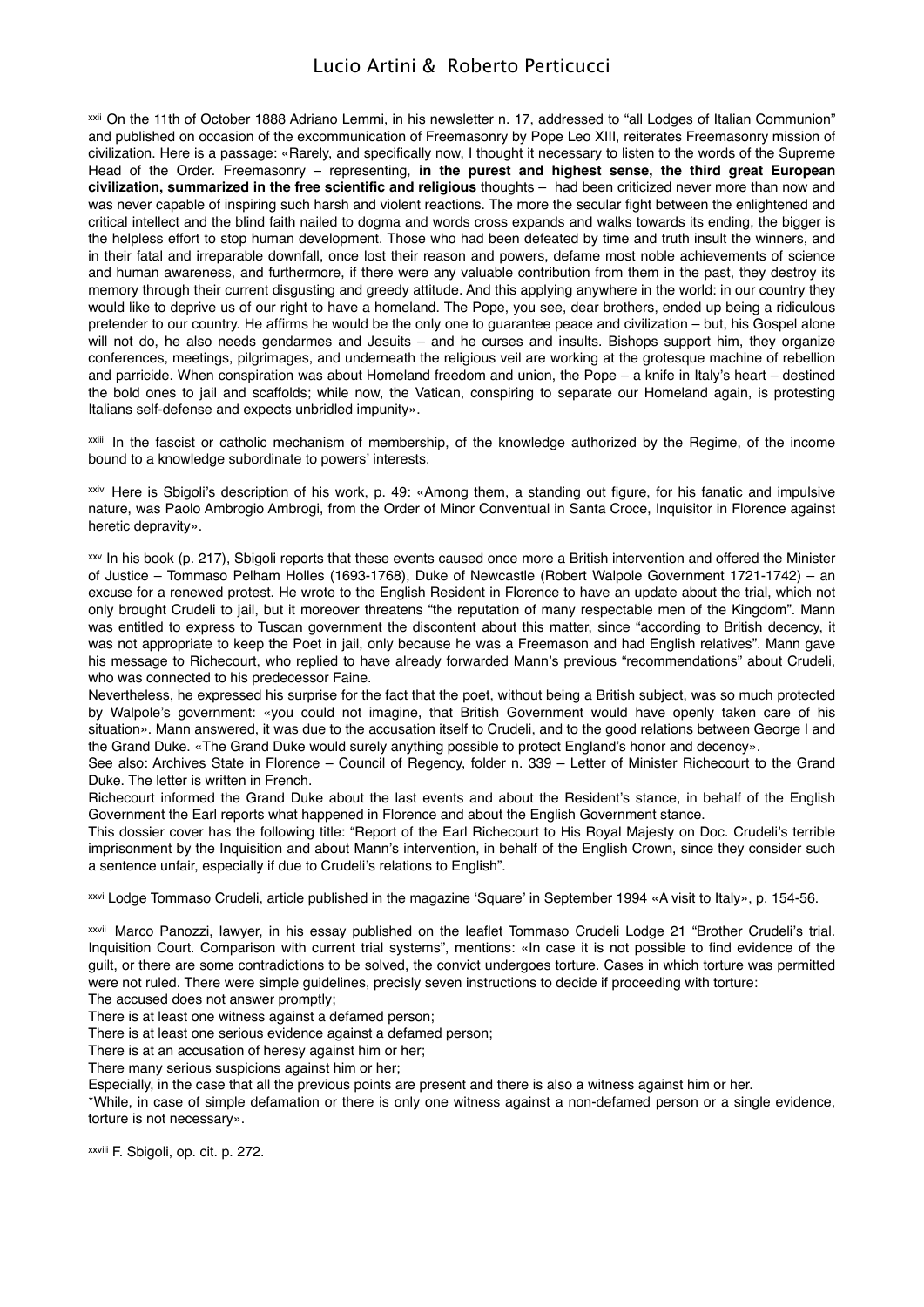[xxii] On the 11th of October 1888 Adriano Lemmi, in his newsletter n. 17, addressed to "all Lodges of Italian Communion" and published on occasion of the excommunication of Freemasonry by Pope Leo XIII, reiterates Freemasonry mission of civilization. Here is a passage: «Rarely, and specifically now, I thought it necessary to listen to the words of the Supreme Head of the Order. Freemasonry – representing, **in the purest and highest sense, the third great European civilization, summarized in the free scientific and religious** thoughts – had been criticized never more than now and was never capable of inspiring such harsh and violent reactions. The more the secular fight between the enlightened and critical intellect and the blind faith nailed to dogma and words cross expands and walks towards its ending, the bigger is the helpless effort to stop human development. Those who had been defeated by time and truth insult the winners, and in their fatal and irreparable downfall, once lost their reason and powers, defame most noble achievements of science and human awareness, and furthermore, if there were any valuable contribution from them in the past, they destroy its memory through their current disgusting and greedy attitude. And this applying anywhere in the world: in our country they would like to deprive us of our right to have a homeland. The Pope, you see, dear brothers, ended up being a ridiculous pretender to our country. He affirms he would be the only one to guarantee peace and civilization – but, his Gospel alone will not do, he also needs gendarmes and Jesuits – and he curses and insults. Bishops support him, they organize conferences, meetings, pilgrimages, and underneath the religious veil are working at the grotesque machine of rebellion and parricide. When conspiration was about Homeland freedom and union, the Pope – a knife in Italy's heart – destined the bold ones to jail and scaffolds; while now, the Vatican, conspiring to separate our Homeland again, is protesting Italians self-defense and expects unbridled impunity».

[xxiii] In the fascist or catholic mechanism of membership, of the knowledge authorized by the Regime, of the income bound to a knowledge subordinate to powers' interests.

[xxiv] Here is Sbigoli's description of his work, p. 49: «Among them, a standing out figure, for his fanatic and impulsive nature, was Paolo Ambrogio Ambrogi, from the Order of Minor Conventual in Santa Croce, Inquisitor in Florence against heretic depravity».

[xxv] In his book (p. 217), Sbigoli reports that these events caused once more a British intervention and offered the Minister of Justice – Tommaso Pelham Holles (1693-1768), Duke of Newcastle (Robert Walpole Government 1721-1742) – an excuse for a renewed protest. He wrote to the English Resident in Florence to have an update about the trial, which not only brought Crudeli to jail, but it moreover threatens "the reputation of many respectable men of the Kingdom". Mann was entitled to express to Tuscan government the discontent about this matter, since "according to British decency, it was not appropriate to keep the Poet in jail, only because he was a Freemason and had English relatives". Mann gave his message to Richecourt, who replied to have already forwarded Mann's previous "recommendations" about Crudeli, who was connected to his predecessor Faine.

Nevertheless, he expressed his surprise for the fact that the poet, without being a British subject, was so much protected by Walpole's government: «you could not imagine, that British Government would have openly taken care of his situation». Mann answered, it was due to the accusation itself to Crudeli, and to the good relations between George I and the Grand Duke. «The Grand Duke would surely anything possible to protect England's honor and decency».

See also: Archives State in Florence – Council of Regency, folder n. 339 – Letter of Minister Richecourt to the Grand Duke. The letter is written in French.

Richecourt informed the Grand Duke about the last events and about the Resident's stance, in behalf of the English Government the Earl reports what happened in Florence and about the English Government stance.

This dossier cover has the following title: "Report of the Earl Richecourt to His Royal Majesty on Doc. Crudeli's terrible imprisonment by the Inquisition and about Mann's intervention, in behalf of the English Crown, since they consider such a sentence unfair, especially if due to Crudeli's relations to English".

[xxvi] Lodge Tommaso Crudeli, article published in the magazine 'Square' in September 1994 «A visit to Italy», p. 154-56.

[xxvii] Marco Panozzi, lawyer, in his essay published on the leaflet Tommaso Crudeli Lodge 21 "Brother Crudeli's trial. Inquisition Court. Comparison with current trial systems", mentions: «In case it is not possible to find evidence of the guilt, or there are some contradictions to be solved, the convict undergoes torture. Cases in which torture was permitted were not ruled. There were simple guidelines, precisely seven instructions to decide if proceeding with torture:

The accused does not answer promptly;

There is at least one witness against a defamed person;

There is at least one serious evidence against a defamed person;

There is at an accusation of heresy against him or her;

There many serious suspicions against him or her;

Especially, in the case that all the previous points are present and there is also a witness against him or her.

*While, in case of simple defamation or there is only one witness against a non-defamed person or a single evidence, torture is not necessary».

[xxviii] F. Sbigoli, op. cit. p. 272.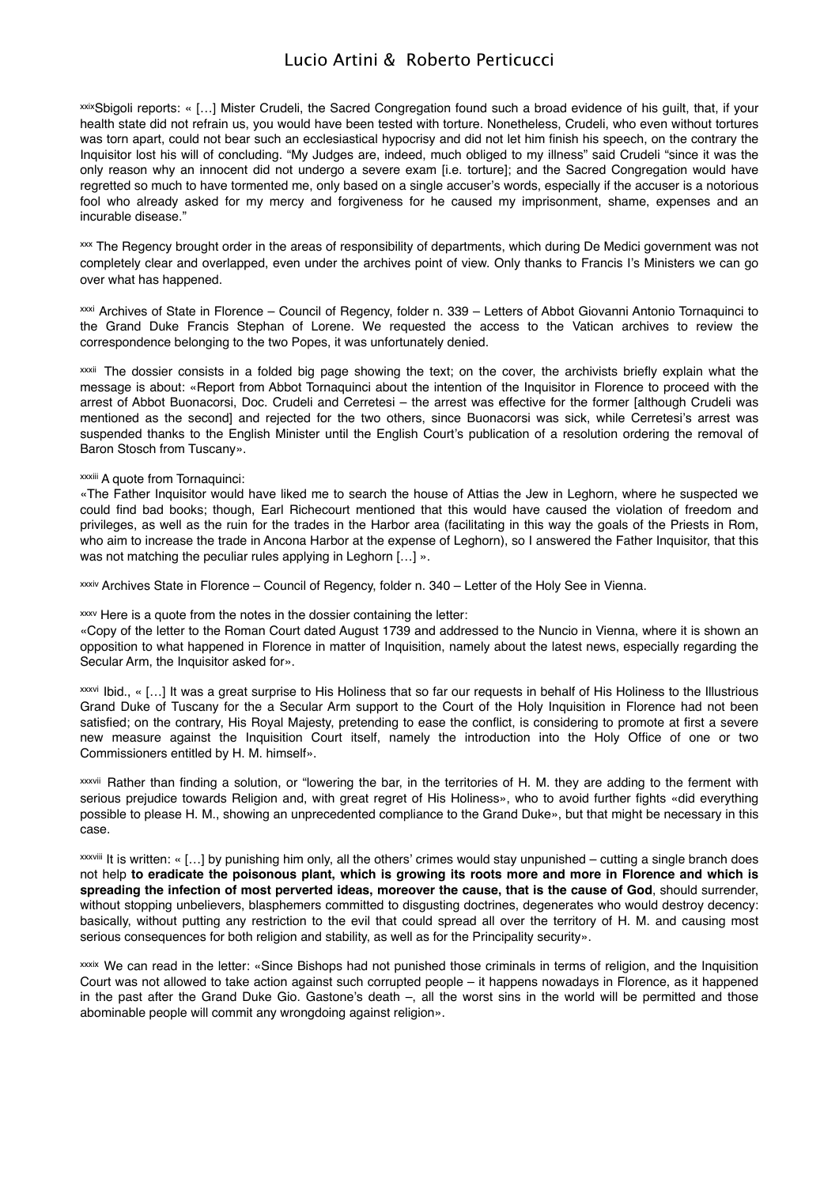[xxix]Sbigoli reports: « […] Mister Crudeli, the Sacred Congregation found such a broad evidence of his guilt, that, if your health state did not refrain us, you would have been tested with torture. Nonetheless, Crudeli, who even without tortures was torn apart, could not bear such an ecclesiastical hypocrisy and did not let him finish his speech, on the contrary the Inquisitor lost his will of concluding. "My Judges are, indeed, much obliged to my illness" said Crudeli "since it was the only reason why an innocent did not undergo a severe exam [i.e. torture]; and the Sacred Congregation would have regretted so much to have tormented me, only based on a single accuser's words, especially if the accuser is a notorious fool who already asked for my mercy and forgiveness for he caused my imprisonment, shame, expenses and an incurable disease."

[xxx] The Regency brought order in the areas of responsibility of departments, which during De Medici government was not completely clear and overlapped, even under the archives point of view. Only thanks to Francis I's Ministers we can go over what has happened.

[xxxi] Archives of State in Florence – Council of Regency, folder n. 339 – Letters of Abbot Giovanni Antonio Tornaquinci to the Grand Duke Francis Stephan of Lorene. We requested the access to the Vatican archives to review the correspondence belonging to the two Popes, it was unfortunately denied.

[xxxii] The dossier consists in a folded big page showing the text; on the cover, the archivists briefly explain what the message is about: «Report from Abbot Tornaquinci about the intention of the Inquisitor in Florence to proceed with the arrest of Abbot Buonacorsi, Doc. Crudeli and Cerretesi – the arrest was effective for the former [although Crudeli was mentioned as the second] and rejected for the two others, since Buonacorsi was sick, while Cerretesi's arrest was suspended thanks to the English Minister until the English Court's publication of a resolution ordering the removal of Baron Stosch from Tuscany».

[xxxiii] A quote from Tornaquinci:
«The Father Inquisitor would have liked me to search the house of Attias the Jew in Leghorn, where he suspected we could find bad books; though, Earl Richecourt mentioned that this would have caused the violation of freedom and privileges, as well as the ruin for the trades in the Harbor area (facilitating in this way the goals of the Priests in Rom, who aim to increase the trade in Ancona Harbor at the expense of Leghorn), so I answered the Father Inquisitor, that this was not matching the peculiar rules applying in Leghorn […] ».

[xxxiv] Archives State in Florence – Council of Regency, folder n. 340 – Letter of the Holy See in Vienna.

[xxxv] Here is a quote from the notes in the dossier containing the letter:
«Copy of the letter to the Roman Court dated August 1739 and addressed to the Nuncio in Vienna, where it is shown an opposition to what happened in Florence in matter of Inquisition, namely about the latest news, especially regarding the Secular Arm, the Inquisitor asked for».

[xxxvi] Ibid., « […] It was a great surprise to His Holiness that so far our requests in behalf of His Holiness to the Illustrious Grand Duke of Tuscany for the a Secular Arm support to the Court of the Holy Inquisition in Florence had not been satisfied; on the contrary, His Royal Majesty, pretending to ease the conflict, is considering to promote at first a severe new measure against the Inquisition Court itself, namely the introduction into the Holy Office of one or two Commissioners entitled by H. M. himself».

[xxxvii] Rather than finding a solution, or "lowering the bar, in the territories of H. M. they are adding to the ferment with serious prejudice towards Religion and, with great regret of His Holiness», who to avoid further fights «did everything possible to please H. M., showing an unprecedented compliance to the Grand Duke», but that might be necessary in this case.

[xxxviii] It is written: « […] by punishing him only, all the others' crimes would stay unpunished – cutting a single branch does not help **to eradicate the poisonous plant, which is growing its roots more and more in Florence and which is spreading the infection of most perverted ideas, moreover the cause, that is the cause of God**, should surrender, without stopping unbelievers, blasphemers committed to disgusting doctrines, degenerates who would destroy decency: basically, without putting any restriction to the evil that could spread all over the territory of H. M. and causing most serious consequences for both religion and stability, as well as for the Principality security».

[xxxix] We can read in the letter: «Since Bishops had not punished those criminals in terms of religion, and the Inquisition Court was not allowed to take action against such corrupted people – it happens nowadays in Florence, as it happened in the past after the Grand Duke Gio. Gastone's death –, all the worst sins in the world will be permitted and those abominable people will commit any wrongdoing against religion».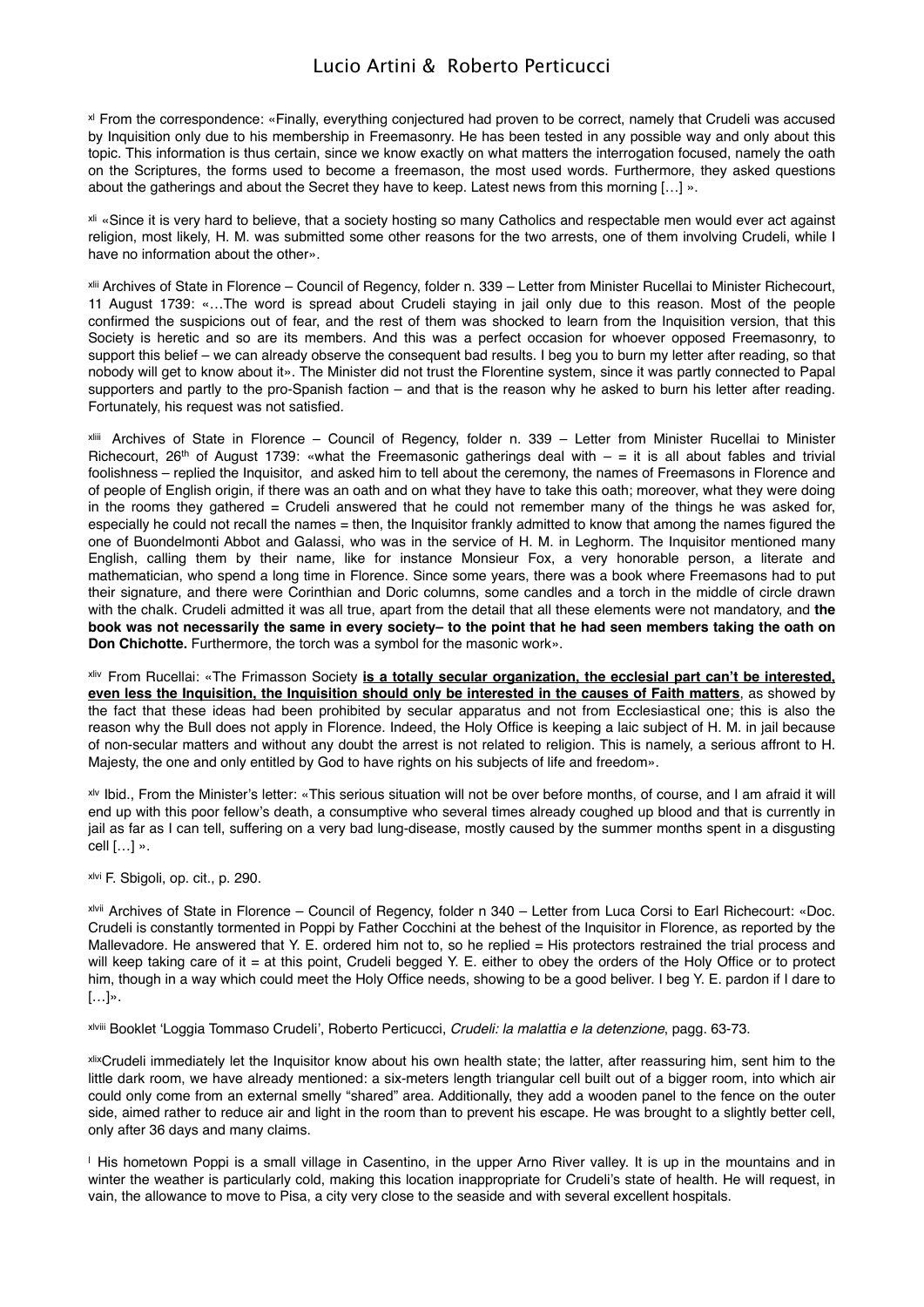[xl] From the correspondence: «Finally, everything conjectured had proven to be correct, namely that Crudeli was accused by Inquisition only due to his membership in Freemasonry. He has been tested in any possible way and only about this topic. This information is thus certain, since we know exactly on what matters the interrogation focused, namely the oath on the Scriptures, the forms used to become a freemason, the most used words. Furthermore, they asked questions about the gatherings and about the Secret they have to keep. Latest news from this morning […] ».

[xli] «Since it is very hard to believe, that a society hosting so many Catholics and respectable men would ever act against religion, most likely, H. M. was submitted some other reasons for the two arrests, one of them involving Crudeli, while I have no information about the other».

[xlii] Archives of State in Florence – Council of Regency, folder n. 339 – Letter from Minister Rucellai to Minister Richecourt, 11 August 1739: «…The word is spread about Crudeli staying in jail only due to this reason. Most of the people confirmed the suspicions out of fear, and the rest of them was shocked to learn from the Inquisition version, that this Society is heretic and so are its members. And this was a perfect occasion for whoever opposed Freemasonry, to support this belief – we can already observe the consequent bad results. I beg you to burn my letter after reading, so that nobody will get to know about it». The Minister did not trust the Florentine system, since it was partly connected to Papal supporters and partly to the pro-Spanish faction – and that is the reason why he asked to burn his letter after reading. Fortunately, his request was not satisfied.

[xliii] Archives of State in Florence – Council of Regency, folder n. 339 – Letter from Minister Rucellai to Minister Richecourt, 26th of August 1739: «what the Freemasonic gatherings deal with – = it is all about fables and trivial foolishness – replied the Inquisitor, and asked him to tell about the ceremony, the names of Freemasons in Florence and of people of English origin, if there was an oath and on what they have to take this oath; moreover, what they were doing in the rooms they gathered = Crudeli answered that he could not remember many of the things he was asked for, especially he could not recall the names = then, the Inquisitor frankly admitted to know that among the names figured the one of Buondelmonti Abbot and Galassi, who was in the service of H. M. in Leghorm. The Inquisitor mentioned many English, calling them by their name, like for instance Monsieur Fox, a very honorable person, a literate and mathematician, who spend a long time in Florence. Since some years, there was a book where Freemasons had to put their signature, and there were Corinthian and Doric columns, some candles and a torch in the middle of circle drawn with the chalk. Crudeli admitted it was all true, apart from the detail that all these elements were not mandatory, and **the book was not necessarily the same in every society– to the point that he had seen members taking the oath on Don Chichotte.** Furthermore, the torch was a symbol for the masonic work».

[xliv] From Rucellai: «The Frimasson Society **<u>is a totally secular organization, the ecclesial part can't be interested, even less the Inquisition, the Inquisition should only be interested in the causes of Faith matters</u>**, as showed by the fact that these ideas had been prohibited by secular apparatus and not from Ecclesiastical one; this is also the reason why the Bull does not apply in Florence. Indeed, the Holy Office is keeping a laic subject of H. M. in jail because of non-secular matters and without any doubt the arrest is not related to religion. This is namely, a serious affront to H. Majesty, the one and only entitled by God to have rights on his subjects of life and freedom».

[xlv] Ibid., From the Minister's letter: «This serious situation will not be over before months, of course, and I am afraid it will end up with this poor fellow's death, a consumptive who several times already coughed up blood and that is currently in jail as far as I can tell, suffering on a very bad lung-disease, mostly caused by the summer months spent in a disgusting cell […] ».

[xlvi] F. Sbigoli, op. cit., p. 290.

[xlvii] Archives of State in Florence – Council of Regency, folder n 340 – Letter from Luca Corsi to Earl Richecourt: «Doc. Crudeli is constantly tormented in Poppi by Father Cocchini at the behest of the Inquisitor in Florence, as reported by the Mallevadore. He answered that Y. E. ordered him not to, so he replied = His protectors restrained the trial process and will keep taking care of it = at this point, Crudeli begged Y. E. either to obey the orders of the Holy Office or to protect him, though in a way which could meet the Holy Office needs, showing to be a good beliver. I beg Y. E. pardon if I dare to […]».

[xlviii] Booklet 'Loggia Tommaso Crudeli', Roberto Perticucci, *Crudeli: la malattia e la detenzione*, pagg. 63-73.

[xlix] Crudeli immediately let the Inquisitor know about his own health state; the latter, after reassuring him, sent him to the little dark room, we have already mentioned: a six-meters length triangular cell built out of a bigger room, into which air could only come from an external smelly "shared" area. Additionally, they add a wooden panel to the fence on the outer side, aimed rather to reduce air and light in the room than to prevent his escape. He was brought to a slightly better cell, only after 36 days and many claims.

[l] His hometown Poppi is a small village in Casentino, in the upper Arno River valley. It is up in the mountains and in winter the weather is particularly cold, making this location inappropriate for Crudeli's state of health. He will request, in vain, the allowance to move to Pisa, a city very close to the seaside and with several excellent hospitals.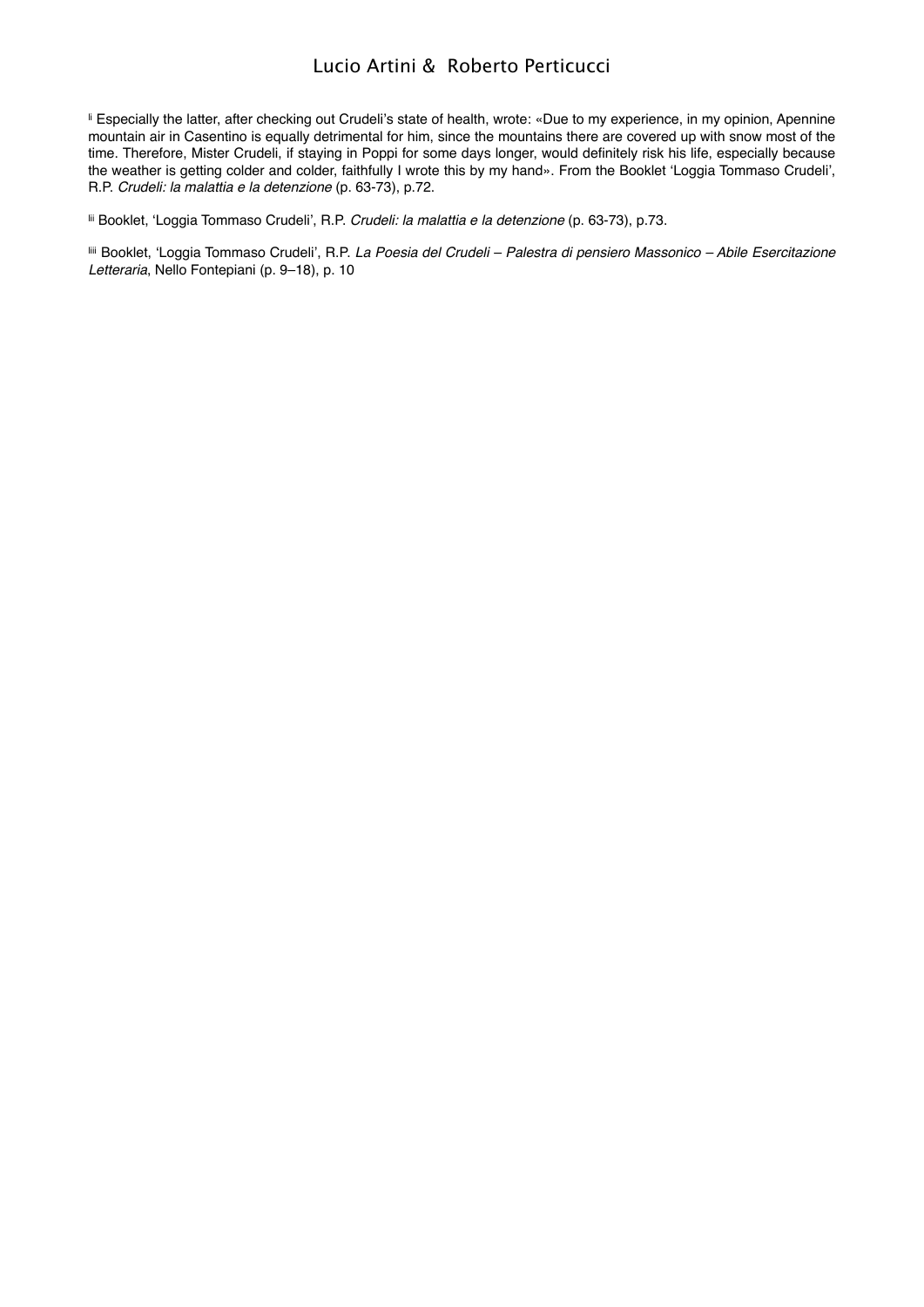[li] Especially the latter, after checking out Crudeli's state of health, wrote: «Due to my experience, in my opinion, Apennine mountain air in Casentino is equally detrimental for him, since the mountains there are covered up with snow most of the time. Therefore, Mister Crudeli, if staying in Poppi for some days longer, would definitely risk his life, especially because the weather is getting colder and colder, faithfully I wrote this by my hand». From the Booklet 'Loggia Tommaso Crudeli', R.P. *Crudeli: la malattia e la detenzione* (p. 63-73), p.72.

[lii] Booklet, 'Loggia Tommaso Crudeli', R.P. *Crudeli: la malattia e la detenzione* (p. 63-73), p.73.

[liii] Booklet, 'Loggia Tommaso Crudeli', R.P. *La Poesia del Crudeli – Palestra di pensiero Massonico – Abile Esercitazione Letteraria*, Nello Fontepiani (p. 9–18), p. 10